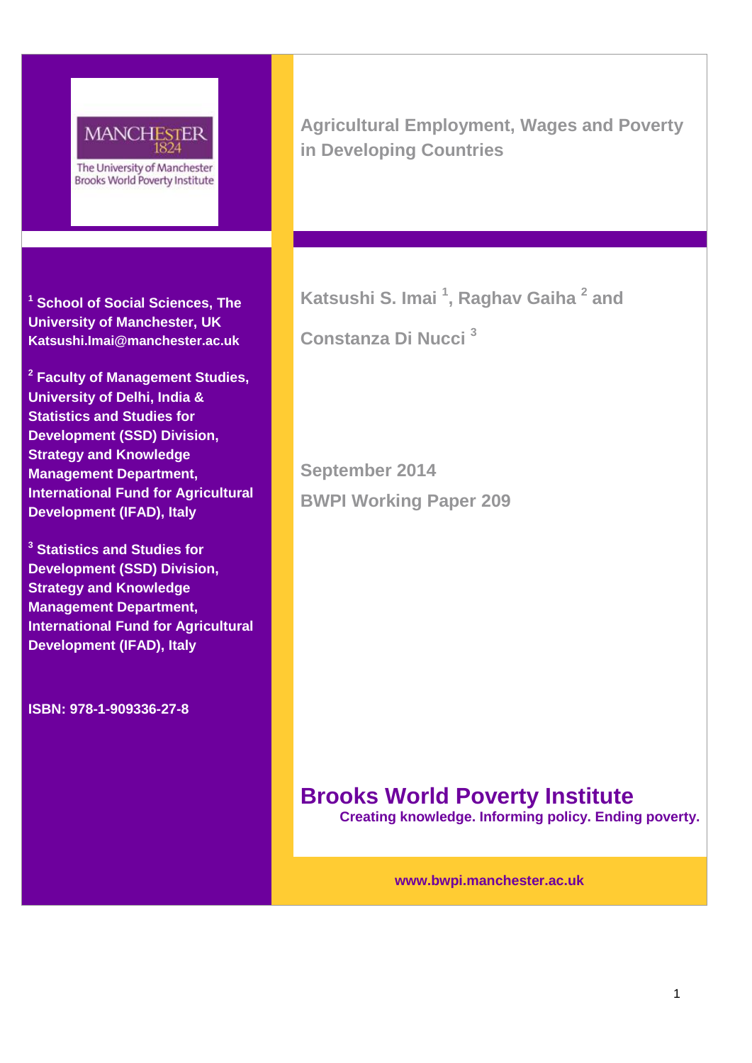MANCHESTER 1824

The University of Manchester
Brooks World Poverty Institute

# Agricultural Employment, Wages and Poverty in Developing Countries

Katsushi S. Imai [1], Raghav Gaiha [2] and Constanza Di Nucci [3]

[1] School of Social Sciences, The University of Manchester, UK
Katsushi.Imai@manchester.ac.uk

[2] Faculty of Management Studies, University of Delhi, India & Statistics and Studies for Development (SSD) Division, Strategy and Knowledge Management Department, International Fund for Agricultural Development (IFAD), Italy

[3] Statistics and Studies for Development (SSD) Division, Strategy and Knowledge Management Department, International Fund for Agricultural Development (IFAD), Italy

ISBN: 978-1-909336-27-8

September 2014

BWPI Working Paper 209

**Brooks World Poverty Institute**

**Creating knowledge. Informing policy. Ending poverty.**

www.bwpi.manchester.ac.uk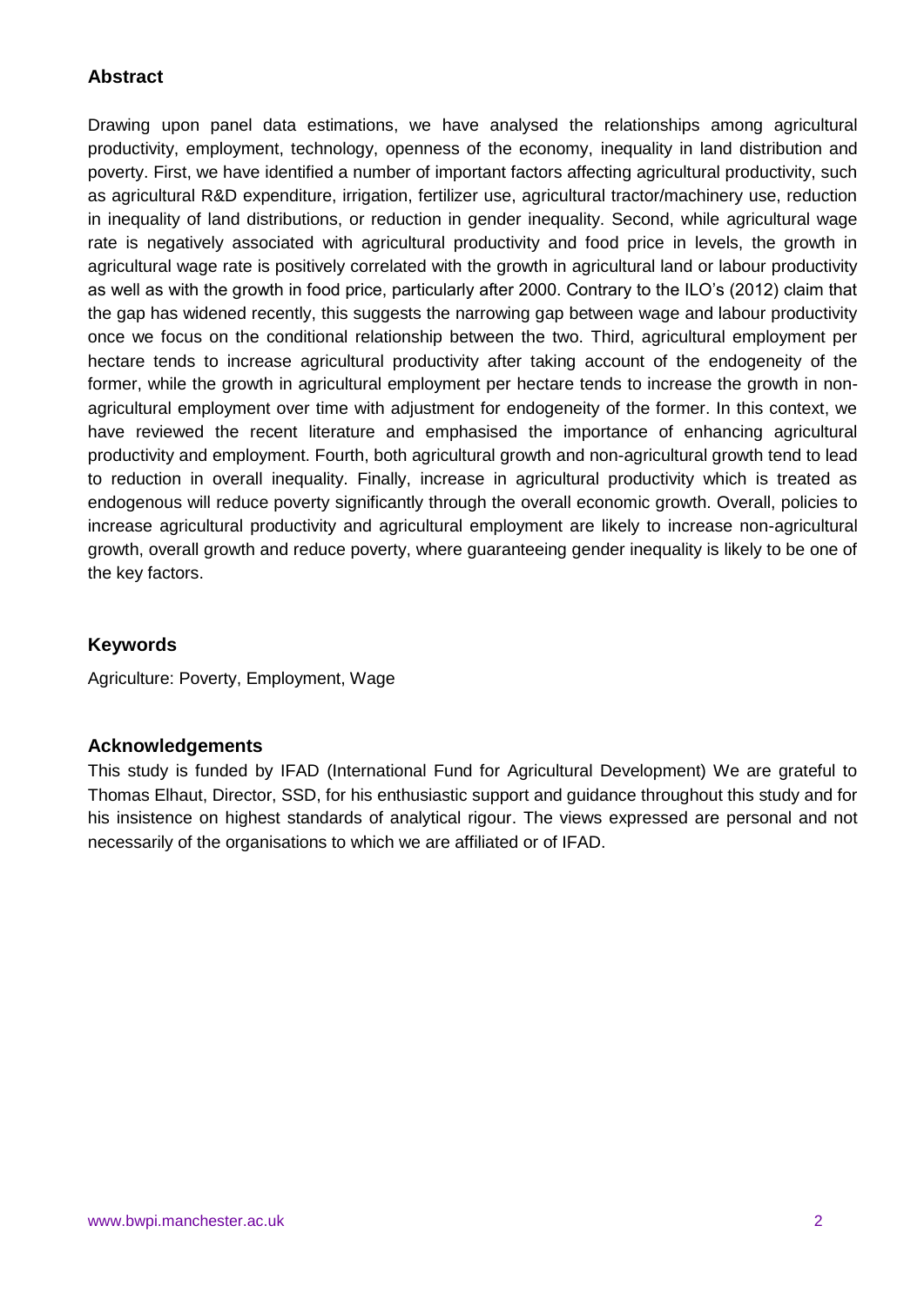## Abstract

Drawing upon panel data estimations, we have analysed the relationships among agricultural productivity, employment, technology, openness of the economy, inequality in land distribution and poverty. First, we have identified a number of important factors affecting agricultural productivity, such as agricultural R&D expenditure, irrigation, fertilizer use, agricultural tractor/machinery use, reduction in inequality of land distributions, or reduction in gender inequality. Second, while agricultural wage rate is negatively associated with agricultural productivity and food price in levels, the growth in agricultural wage rate is positively correlated with the growth in agricultural land or labour productivity as well as with the growth in food price, particularly after 2000. Contrary to the ILO's (2012) claim that the gap has widened recently, this suggests the narrowing gap between wage and labour productivity once we focus on the conditional relationship between the two. Third, agricultural employment per hectare tends to increase agricultural productivity after taking account of the endogeneity of the former, while the growth in agricultural employment per hectare tends to increase the growth in non-agricultural employment over time with adjustment for endogeneity of the former. In this context, we have reviewed the recent literature and emphasised the importance of enhancing agricultural productivity and employment. Fourth, both agricultural growth and non-agricultural growth tend to lead to reduction in overall inequality. Finally, increase in agricultural productivity which is treated as endogenous will reduce poverty significantly through the overall economic growth. Overall, policies to increase agricultural productivity and agricultural employment are likely to increase non-agricultural growth, overall growth and reduce poverty, where guaranteeing gender inequality is likely to be one of the key factors.

## Keywords

Agriculture: Poverty, Employment, Wage

## Acknowledgements

This study is funded by IFAD (International Fund for Agricultural Development) We are grateful to Thomas Elhaut, Director, SSD, for his enthusiastic support and guidance throughout this study and for his insistence on highest standards of analytical rigour. The views expressed are personal and not necessarily of the organisations to which we are affiliated or of IFAD.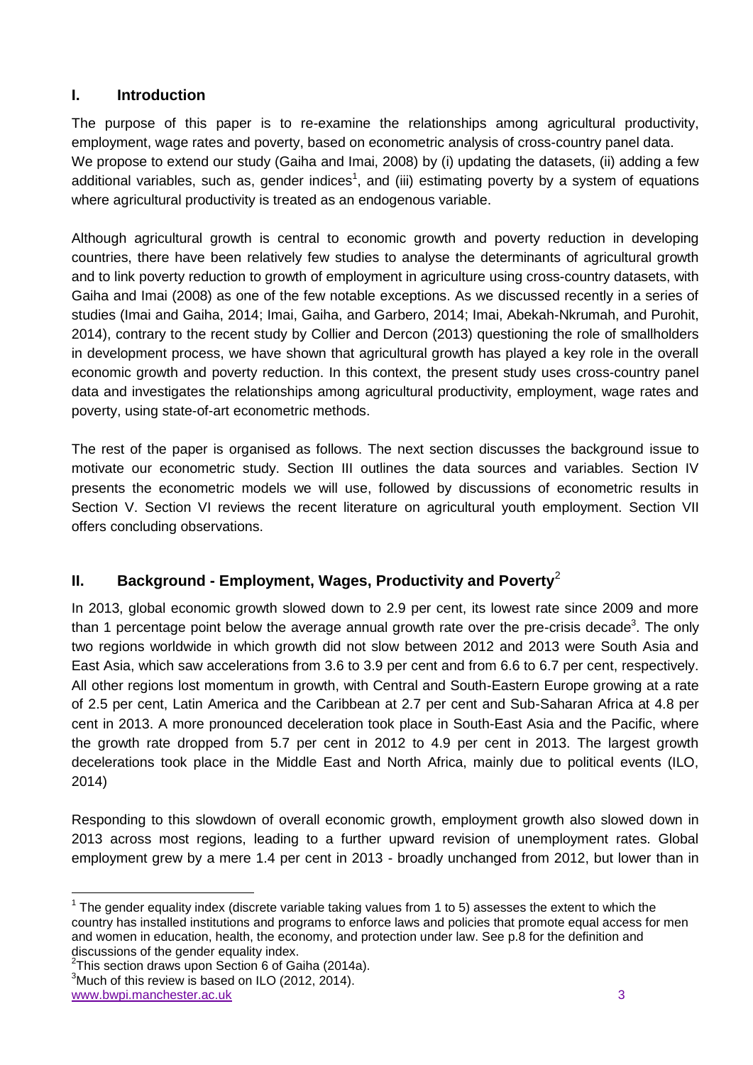## I. Introduction

The purpose of this paper is to re-examine the relationships among agricultural productivity, employment, wage rates and poverty, based on econometric analysis of cross-country panel data. We propose to extend our study (Gaiha and Imai, 2008) by (i) updating the datasets, (ii) adding a few additional variables, such as, gender indices[1], and (iii) estimating poverty by a system of equations where agricultural productivity is treated as an endogenous variable.

Although agricultural growth is central to economic growth and poverty reduction in developing countries, there have been relatively few studies to analyse the determinants of agricultural growth and to link poverty reduction to growth of employment in agriculture using cross-country datasets, with Gaiha and Imai (2008) as one of the few notable exceptions. As we discussed recently in a series of studies (Imai and Gaiha, 2014; Imai, Gaiha, and Garbero, 2014; Imai, Abekah-Nkrumah, and Purohit, 2014), contrary to the recent study by Collier and Dercon (2013) questioning the role of smallholders in development process, we have shown that agricultural growth has played a key role in the overall economic growth and poverty reduction. In this context, the present study uses cross-country panel data and investigates the relationships among agricultural productivity, employment, wage rates and poverty, using state-of-art econometric methods.

The rest of the paper is organised as follows. The next section discusses the background issue to motivate our econometric study. Section III outlines the data sources and variables. Section IV presents the econometric models we will use, followed by discussions of econometric results in Section V. Section VI reviews the recent literature on agricultural youth employment. Section VII offers concluding observations.

## II. Background - Employment, Wages, Productivity and Poverty[2]

In 2013, global economic growth slowed down to 2.9 per cent, its lowest rate since 2009 and more than 1 percentage point below the average annual growth rate over the pre-crisis decade[3]. The only two regions worldwide in which growth did not slow between 2012 and 2013 were South Asia and East Asia, which saw accelerations from 3.6 to 3.9 per cent and from 6.6 to 6.7 per cent, respectively. All other regions lost momentum in growth, with Central and South-Eastern Europe growing at a rate of 2.5 per cent, Latin America and the Caribbean at 2.7 per cent and Sub-Saharan Africa at 4.8 per cent in 2013. A more pronounced deceleration took place in South-East Asia and the Pacific, where the growth rate dropped from 5.7 per cent in 2012 to 4.9 per cent in 2013. The largest growth decelerations took place in the Middle East and North Africa, mainly due to political events (ILO, 2014)

Responding to this slowdown of overall economic growth, employment growth also slowed down in 2013 across most regions, leading to a further upward revision of unemployment rates. Global employment grew by a mere 1.4 per cent in 2013 - broadly unchanged from 2012, but lower than in

---

[1] The gender equality index (discrete variable taking values from 1 to 5) assesses the extent to which the country has installed institutions and programs to enforce laws and policies that promote equal access for men and women in education, health, the economy, and protection under law. See p.8 for the definition and discussions of the gender equality index.

[2] This section draws upon Section 6 of Gaiha (2014a).

[3] Much of this review is based on ILO (2012, 2014).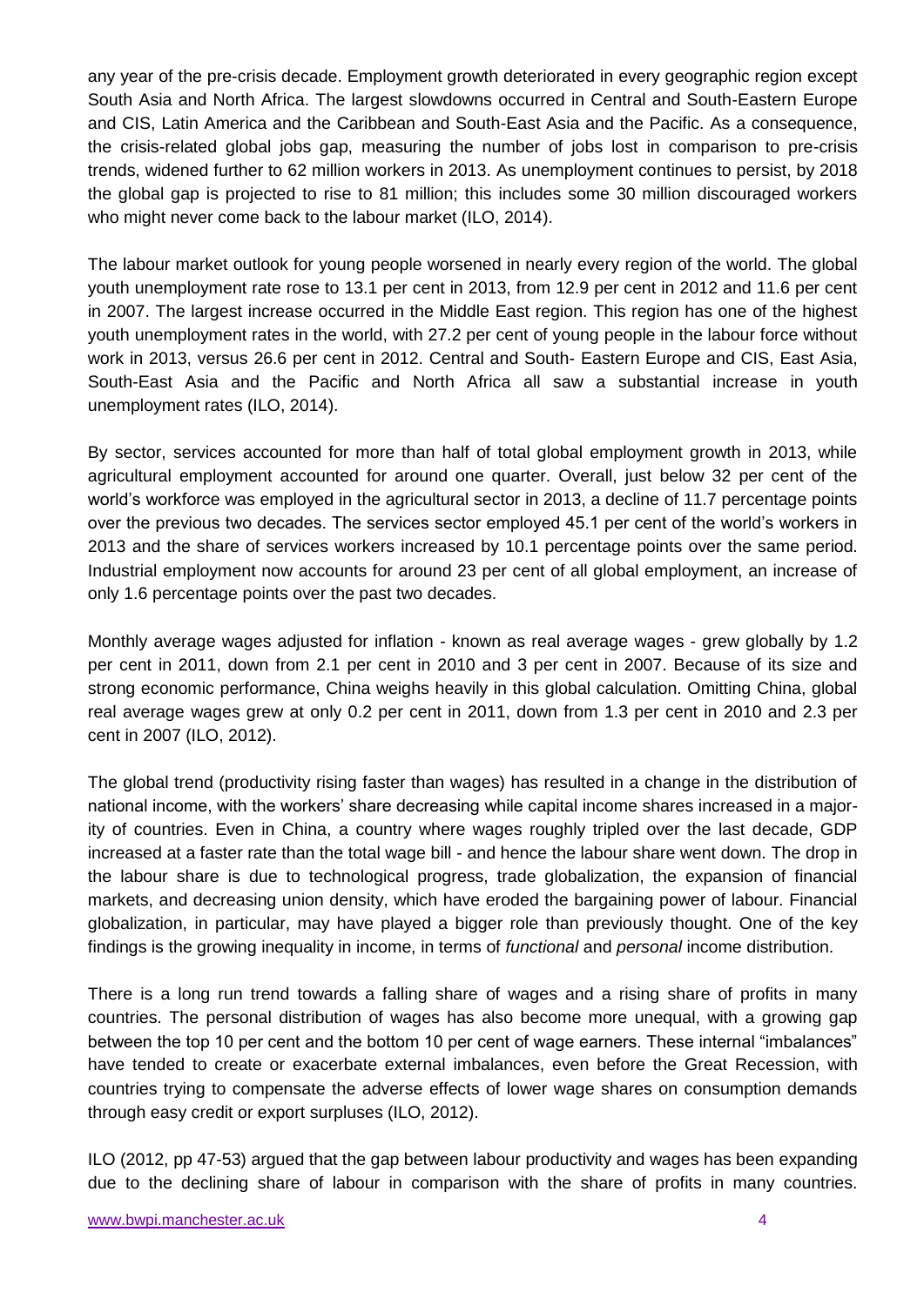any year of the pre-crisis decade. Employment growth deteriorated in every geographic region except South Asia and North Africa. The largest slowdowns occurred in Central and South-Eastern Europe and CIS, Latin America and the Caribbean and South-East Asia and the Pacific. As a consequence, the crisis-related global jobs gap, measuring the number of jobs lost in comparison to pre-crisis trends, widened further to 62 million workers in 2013. As unemployment continues to persist, by 2018 the global gap is projected to rise to 81 million; this includes some 30 million discouraged workers who might never come back to the labour market (ILO, 2014).

The labour market outlook for young people worsened in nearly every region of the world. The global youth unemployment rate rose to 13.1 per cent in 2013, from 12.9 per cent in 2012 and 11.6 per cent in 2007. The largest increase occurred in the Middle East region. This region has one of the highest youth unemployment rates in the world, with 27.2 per cent of young people in the labour force without work in 2013, versus 26.6 per cent in 2012. Central and South- Eastern Europe and CIS, East Asia, South-East Asia and the Pacific and North Africa all saw a substantial increase in youth unemployment rates (ILO, 2014).

By sector, services accounted for more than half of total global employment growth in 2013, while agricultural employment accounted for around one quarter. Overall, just below 32 per cent of the world's workforce was employed in the agricultural sector in 2013, a decline of 11.7 percentage points over the previous two decades. The services sector employed 45.1 per cent of the world's workers in 2013 and the share of services workers increased by 10.1 percentage points over the same period. Industrial employment now accounts for around 23 per cent of all global employment, an increase of only 1.6 percentage points over the past two decades.

Monthly average wages adjusted for inflation - known as real average wages - grew globally by 1.2 per cent in 2011, down from 2.1 per cent in 2010 and 3 per cent in 2007. Because of its size and strong economic performance, China weighs heavily in this global calculation. Omitting China, global real average wages grew at only 0.2 per cent in 2011, down from 1.3 per cent in 2010 and 2.3 per cent in 2007 (ILO, 2012).

The global trend (productivity rising faster than wages) has resulted in a change in the distribution of national income, with the workers' share decreasing while capital income shares increased in a majority of countries. Even in China, a country where wages roughly tripled over the last decade, GDP increased at a faster rate than the total wage bill - and hence the labour share went down. The drop in the labour share is due to technological progress, trade globalization, the expansion of financial markets, and decreasing union density, which have eroded the bargaining power of labour. Financial globalization, in particular, may have played a bigger role than previously thought. One of the key findings is the growing inequality in income, in terms of *functional* and *personal* income distribution.

There is a long run trend towards a falling share of wages and a rising share of profits in many countries. The personal distribution of wages has also become more unequal, with a growing gap between the top 10 per cent and the bottom 10 per cent of wage earners. These internal "imbalances" have tended to create or exacerbate external imbalances, even before the Great Recession, with countries trying to compensate the adverse effects of lower wage shares on consumption demands through easy credit or export surpluses (ILO, 2012).

ILO (2012, pp 47-53) argued that the gap between labour productivity and wages has been expanding due to the declining share of labour in comparison with the share of profits in many countries.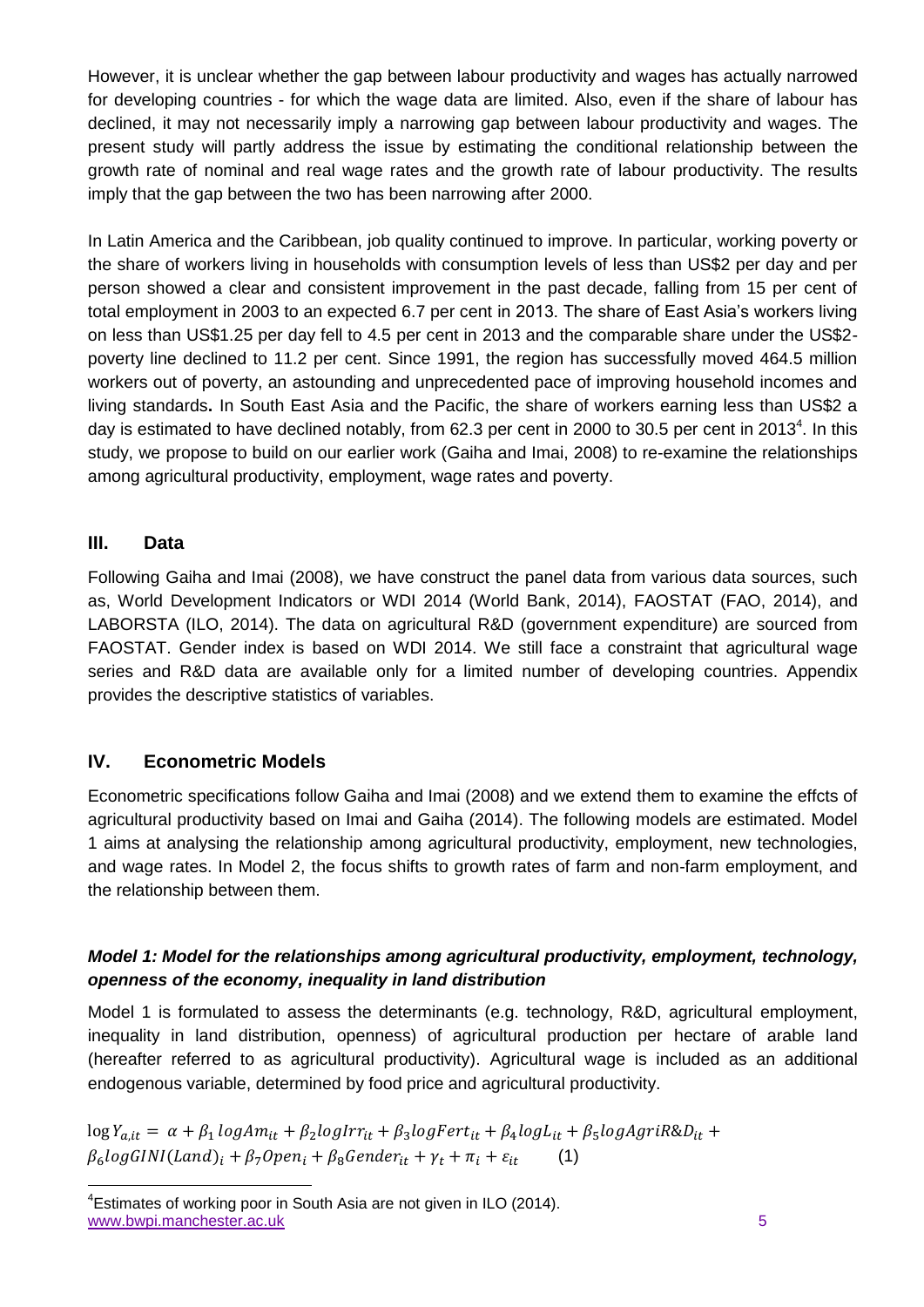However, it is unclear whether the gap between labour productivity and wages has actually narrowed for developing countries - for which the wage data are limited. Also, even if the share of labour has declined, it may not necessarily imply a narrowing gap between labour productivity and wages. The present study will partly address the issue by estimating the conditional relationship between the growth rate of nominal and real wage rates and the growth rate of labour productivity. The results imply that the gap between the two has been narrowing after 2000.

In Latin America and the Caribbean, job quality continued to improve. In particular, working poverty or the share of workers living in households with consumption levels of less than US$2 per day and per person showed a clear and consistent improvement in the past decade, falling from 15 per cent of total employment in 2003 to an expected 6.7 per cent in 2013. The share of East Asia's workers living on less than US$1.25 per day fell to 4.5 per cent in 2013 and the comparable share under the US$2-poverty line declined to 11.2 per cent. Since 1991, the region has successfully moved 464.5 million workers out of poverty, an astounding and unprecedented pace of improving household incomes and living standards**.** In South East Asia and the Pacific, the share of workers earning less than US$2 a day is estimated to have declined notably, from 62.3 per cent in 2000 to 30.5 per cent in 2013[4]. In this study, we propose to build on our earlier work (Gaiha and Imai, 2008) to re-examine the relationships among agricultural productivity, employment, wage rates and poverty.

## III. Data

Following Gaiha and Imai (2008), we have construct the panel data from various data sources, such as, World Development Indicators or WDI 2014 (World Bank, 2014), FAOSTAT (FAO, 2014), and LABORSTA (ILO, 2014). The data on agricultural R&D (government expenditure) are sourced from FAOSTAT. Gender index is based on WDI 2014. We still face a constraint that agricultural wage series and R&D data are available only for a limited number of developing countries. Appendix provides the descriptive statistics of variables.

## IV. Econometric Models

Econometric specifications follow Gaiha and Imai (2008) and we extend them to examine the effcts of agricultural productivity based on Imai and Gaiha (2014). The following models are estimated. Model 1 aims at analysing the relationship among agricultural productivity, employment, new technologies, and wage rates. In Model 2, the focus shifts to growth rates of farm and non-farm employment, and the relationship between them.

### *Model 1: Model for the relationships among agricultural productivity, employment, technology, openness of the economy, inequality in land distribution*

Model 1 is formulated to assess the determinants (e.g. technology, R&D, agricultural employment, inequality in land distribution, openness) of agricultural production per hectare of arable land (hereafter referred to as agricultural productivity). Agricultural wage is included as an additional endogenous variable, determined by food price and agricultural productivity.

$$\log Y_{a,it} = \alpha + \beta_1 \log Am_{it} + \beta_2 \log Irr_{it} + \beta_3 \log Fert_{it} + \beta_4 \log L_{it} + \beta_5 \log AgriR\&D_{it} + \beta_6 \log GINI(Land)_i + \beta_7 Open_i + \beta_8 Gender_{it} + \gamma_t + \pi_i + \varepsilon_{it} \qquad (1)$$

[4] Estimates of working poor in South Asia are not given in ILO (2014).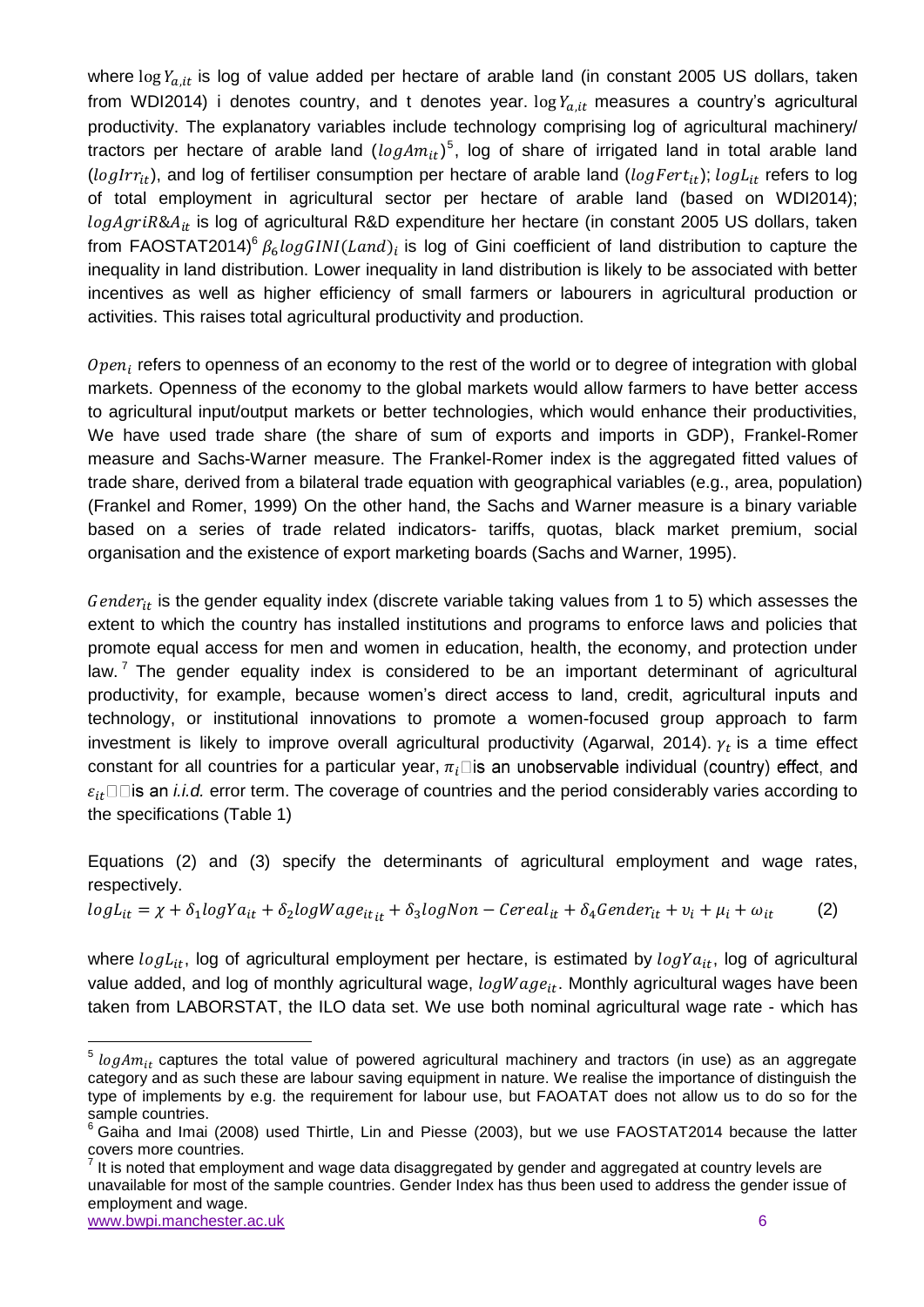where $\log Y_{a,it}$ is log of value added per hectare of arable land (in constant 2005 US dollars, taken from WDI2014) i denotes country, and t denotes year. $\log Y_{a,it}$ measures a country's agricultural productivity. The explanatory variables include technology comprising log of agricultural machinery/ tractors per hectare of arable land $(logAm_{it})$[5], log of share of irrigated land in total arable land $(logIrr_{it})$, and log of fertiliser consumption per hectare of arable land $(logFert_{it})$; $logL_{it}$ refers to log of total employment in agricultural sector per hectare of arable land (based on WDI2014); $logAgriR\&A_{it}$ is log of agricultural R&D expenditure her hectare (in constant 2005 US dollars, taken from FAOSTAT2014)[6] $\beta_6 logGINI(Land)_i$ is log of Gini coefficient of land distribution to capture the inequality in land distribution. Lower inequality in land distribution is likely to be associated with better incentives as well as higher efficiency of small farmers or labourers in agricultural production or activities. This raises total agricultural productivity and production.

$Open_i$ refers to openness of an economy to the rest of the world or to degree of integration with global markets. Openness of the economy to the global markets would allow farmers to have better access to agricultural input/output markets or better technologies, which would enhance their productivities, We have used trade share (the share of sum of exports and imports in GDP), Frankel-Romer measure and Sachs-Warner measure. The Frankel-Romer index is the aggregated fitted values of trade share, derived from a bilateral trade equation with geographical variables (e.g., area, population) (Frankel and Romer, 1999) On the other hand, the Sachs and Warner measure is a binary variable based on a series of trade related indicators- tariffs, quotas, black market premium, social organisation and the existence of export marketing boards (Sachs and Warner, 1995).

$Gender_{it}$ is the gender equality index (discrete variable taking values from 1 to 5) which assesses the extent to which the country has installed institutions and programs to enforce laws and policies that promote equal access for men and women in education, health, the economy, and protection under law.[7] The gender equality index is considered to be an important determinant of agricultural productivity, for example, because women's direct access to land, credit, agricultural inputs and technology, or institutional innovations to promote a women-focused group approach to farm investment is likely to improve overall agricultural productivity (Agarwal, 2014). $\gamma_t$ is a time effect constant for all countries for a particular year, $\pi_i$ is an unobservable individual (country) effect, and $\varepsilon_{it}$ is an *i.i.d.* error term. The coverage of countries and the period considerably varies according to the specifications (Table 1)

Equations (2) and (3) specify the determinants of agricultural employment and wage rates, respectively.

$$logL_{it} = \chi + \delta_1 logYa_{it} + \delta_2 logWage_{it_{it}} + \delta_3 logNon - Cereal_{it} + \delta_4 Gender_{it} + \upsilon_i + \mu_i + \omega_{it} \qquad (2)$$

where $logL_{it}$, log of agricultural employment per hectare, is estimated by $logYa_{it}$, log of agricultural value added, and log of monthly agricultural wage, $logWage_{it}$. Monthly agricultural wages have been taken from LABORSTAT, the ILO data set. We use both nominal agricultural wage rate - which has

---

[5] $logAm_{it}$ captures the total value of powered agricultural machinery and tractors (in use) as an aggregate category and as such these are labour saving equipment in nature. We realise the importance of distinguish the type of implements by e.g. the requirement for labour use, but FAOATAT does not allow us to do so for the sample countries.

[6] Gaiha and Imai (2008) used Thirtle, Lin and Piesse (2003), but we use FAOSTAT2014 because the latter covers more countries.

[7] It is noted that employment and wage data disaggregated by gender and aggregated at country levels are unavailable for most of the sample countries. Gender Index has thus been used to address the gender issue of employment and wage.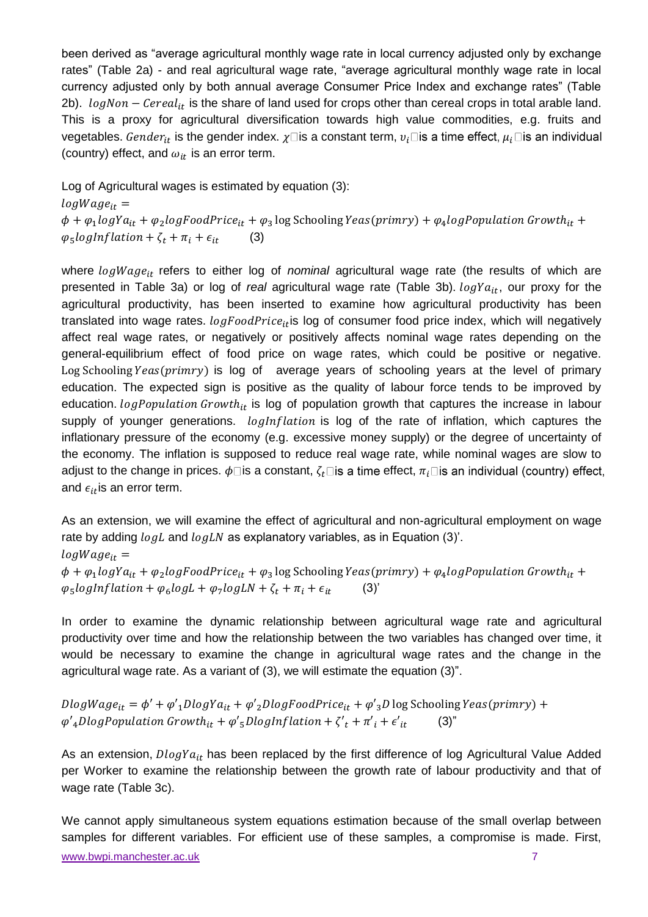been derived as "average agricultural monthly wage rate in local currency adjusted only by exchange rates" (Table 2a) - and real agricultural wage rate, "average agricultural monthly wage rate in local currency adjusted only by both annual average Consumer Price Index and exchange rates" (Table 2b). $logNon - Cereal_{it}$ is the share of land used for crops other than cereal crops in total arable land. This is a proxy for agricultural diversification towards high value commodities, e.g. fruits and vegetables. $Gender_{it}$ is the gender index. $\chi$ is a constant term, $v_i$ is a time effect, $\mu_i$ is an individual (country) effect, and $\omega_{it}$ is an error term.

Log of Agricultural wages is estimated by equation (3):

$$logWage_{it} = \phi + \varphi_1 logYa_{it} + \varphi_2 logFoodPrice_{it} + \varphi_3 \log \text{Schooling}\, Yeas(primry) + \varphi_4 logPopulation\ Growth_{it} + \varphi_5 logInflation + \zeta_t + \pi_i + \epsilon_{it} \qquad (3)$$

where $logWage_{it}$ refers to either log of *nominal* agricultural wage rate (the results of which are presented in Table 3a) or log of *real* agricultural wage rate (Table 3b). $logYa_{it}$, our proxy for the agricultural productivity, has been inserted to examine how agricultural productivity has been translated into wage rates. $logFoodPrice_{it}$ is log of consumer food price index, which will negatively affect real wage rates, or negatively or positively affects nominal wage rates depending on the general-equilibrium effect of food price on wage rates, which could be positive or negative. $\text{Log Schooling}\, Yeas(primry)$ is log of average years of schooling years at the level of primary education. The expected sign is positive as the quality of labour force tends to be improved by education. $logPopulation\ Growth_{it}$ is log of population growth that captures the increase in labour supply of younger generations. $logInflation$ is log of the rate of inflation, which captures the inflationary pressure of the economy (e.g. excessive money supply) or the degree of uncertainty of the economy. The inflation is supposed to reduce real wage rate, while nominal wages are slow to adjust to the change in prices. $\phi$ is a constant, $\zeta_t$ is a time effect, $\pi_i$ is an individual (country) effect, and $\epsilon_{it}$ is an error term.

As an extension, we will examine the effect of agricultural and non-agricultural employment on wage rate by adding $logL$ and $logLN$ as explanatory variables, as in Equation (3)'.

$$logWage_{it} = \phi + \varphi_1 logYa_{it} + \varphi_2 logFoodPrice_{it} + \varphi_3 \log \text{Schooling}\, Yeas(primry) + \varphi_4 logPopulation\ Growth_{it} + \varphi_5 logInflation + \varphi_6 logL + \varphi_7 logLN + \zeta_t + \pi_i + \epsilon_{it} \qquad (3)'$$

In order to examine the dynamic relationship between agricultural wage rate and agricultural productivity over time and how the relationship between the two variables has changed over time, it would be necessary to examine the change in agricultural wage rates and the change in the agricultural wage rate. As a variant of (3), we will estimate the equation (3)".

$$DlogWage_{it} = \phi' + \varphi'_1 DlogYa_{it} + \varphi'_2 DlogFoodPrice_{it} + \varphi'_3 D \log \text{Schooling}\, Yeas(primry) + \varphi'_4 DlogPopulation\ Growth_{it} + \varphi'_5 DlogInflation + \zeta'_t + \pi'_i + \epsilon'_{it} \qquad (3)"$$

As an extension, $DlogYa_{it}$ has been replaced by the first difference of log Agricultural Value Added per Worker to examine the relationship between the growth rate of labour productivity and that of wage rate (Table 3c).

We cannot apply simultaneous system equations estimation because of the small overlap between samples for different variables. For efficient use of these samples, a compromise is made. First,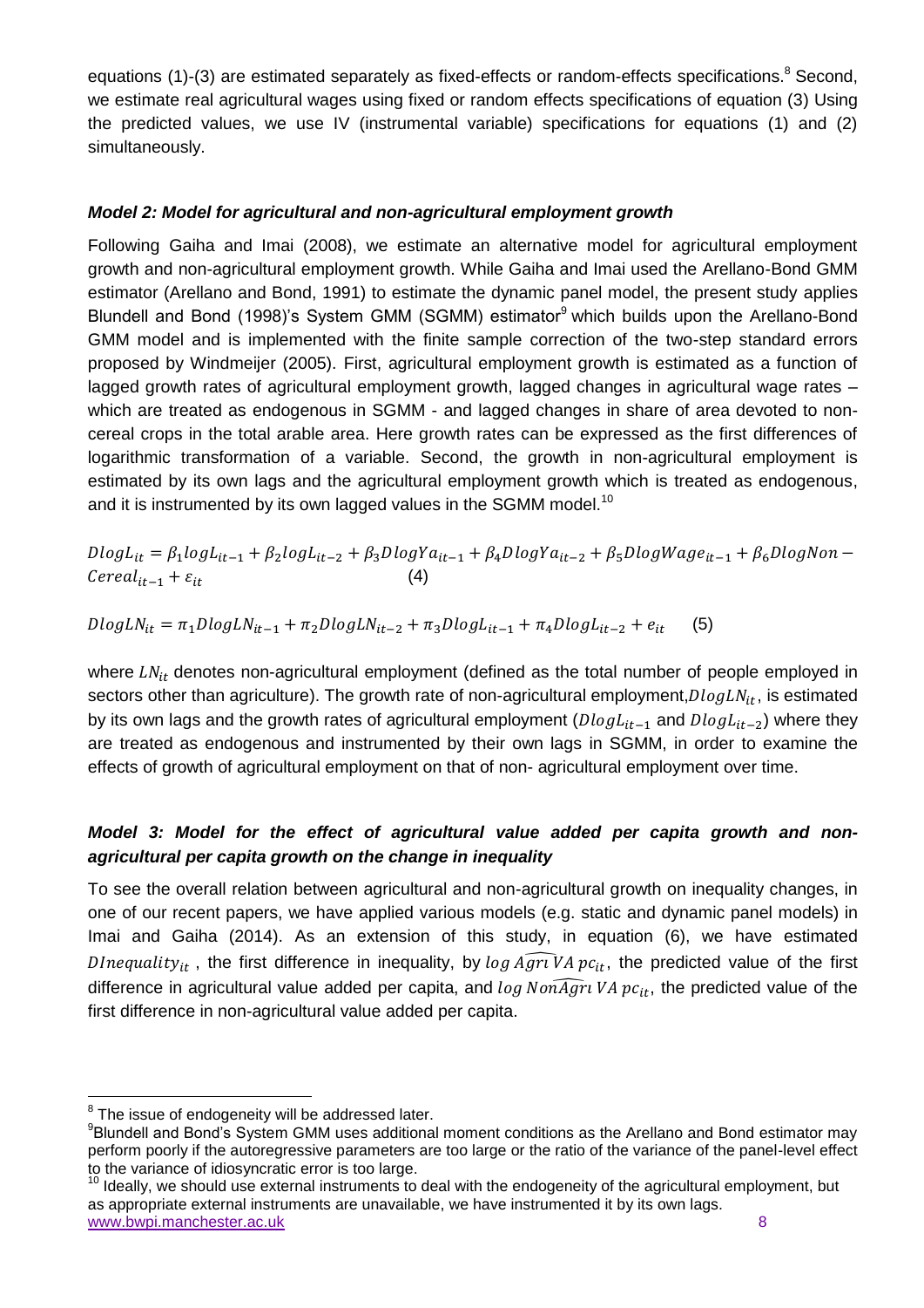equations (1)-(3) are estimated separately as fixed-effects or random-effects specifications.[8] Second, we estimate real agricultural wages using fixed or random effects specifications of equation (3) Using the predicted values, we use IV (instrumental variable) specifications for equations (1) and (2) simultaneously.

### *Model 2: Model for agricultural and non-agricultural employment growth*

Following Gaiha and Imai (2008), we estimate an alternative model for agricultural employment growth and non-agricultural employment growth. While Gaiha and Imai used the Arellano-Bond GMM estimator (Arellano and Bond, 1991) to estimate the dynamic panel model, the present study applies Blundell and Bond (1998)'s System GMM (SGMM) estimator[9] which builds upon the Arellano-Bond GMM model and is implemented with the finite sample correction of the two-step standard errors proposed by Windmeijer (2005). First, agricultural employment growth is estimated as a function of lagged growth rates of agricultural employment growth, lagged changes in agricultural wage rates – which are treated as endogenous in SGMM - and lagged changes in share of area devoted to non-cereal crops in the total arable area. Here growth rates can be expressed as the first differences of logarithmic transformation of a variable. Second, the growth in non-agricultural employment is estimated by its own lags and the agricultural employment growth which is treated as endogenous, and it is instrumented by its own lagged values in the SGMM model.[10]

$$DlogL_{it} = \beta_1 logL_{it-1} + \beta_2 logL_{it-2} + \beta_3 DlogYa_{it-1} + \beta_4 DlogYa_{it-2} + \beta_5 DlogWage_{it-1} + \beta_6 DlogNon-Cereal_{it-1} + \varepsilon_{it} \quad (4)$$

$$DlogLN_{it} = \pi_1 DlogLN_{it-1} + \pi_2 DlogLN_{it-2} + \pi_3 DlogL_{it-1} + \pi_4 DlogL_{it-2} + e_{it} \quad (5)$$

where $LN_{it}$ denotes non-agricultural employment (defined as the total number of people employed in sectors other than agriculture). The growth rate of non-agricultural employment, $DlogLN_{it}$, is estimated by its own lags and the growth rates of agricultural employment ($DlogL_{it-1}$ and $DlogL_{it-2}$) where they are treated as endogenous and instrumented by their own lags in SGMM, in order to examine the effects of growth of agricultural employment on that of non- agricultural employment over time.

### *Model 3: Model for the effect of agricultural value added per capita growth and non-agricultural per capita growth on the change in inequality*

To see the overall relation between agricultural and non-agricultural growth on inequality changes, in one of our recent papers, we have applied various models (e.g. static and dynamic panel models) in Imai and Gaiha (2014). As an extension of this study, in equation (6), we have estimated $DInequality_{it}$ , the first difference in inequality, by $log\,\widehat{Agri}\,VA\,pc_{it}$, the predicted value of the first difference in agricultural value added per capita, and $log\,Non\widehat{Agri}\,VA\,pc_{it}$, the predicted value of the first difference in non-agricultural value added per capita.

---

[8] The issue of endogeneity will be addressed later.

[9] Blundell and Bond's System GMM uses additional moment conditions as the Arellano and Bond estimator may perform poorly if the autoregressive parameters are too large or the ratio of the variance of the panel-level effect to the variance of idiosyncratic error is too large.

[10] Ideally, we should use external instruments to deal with the endogeneity of the agricultural employment, but as appropriate external instruments are unavailable, we have instrumented it by its own lags.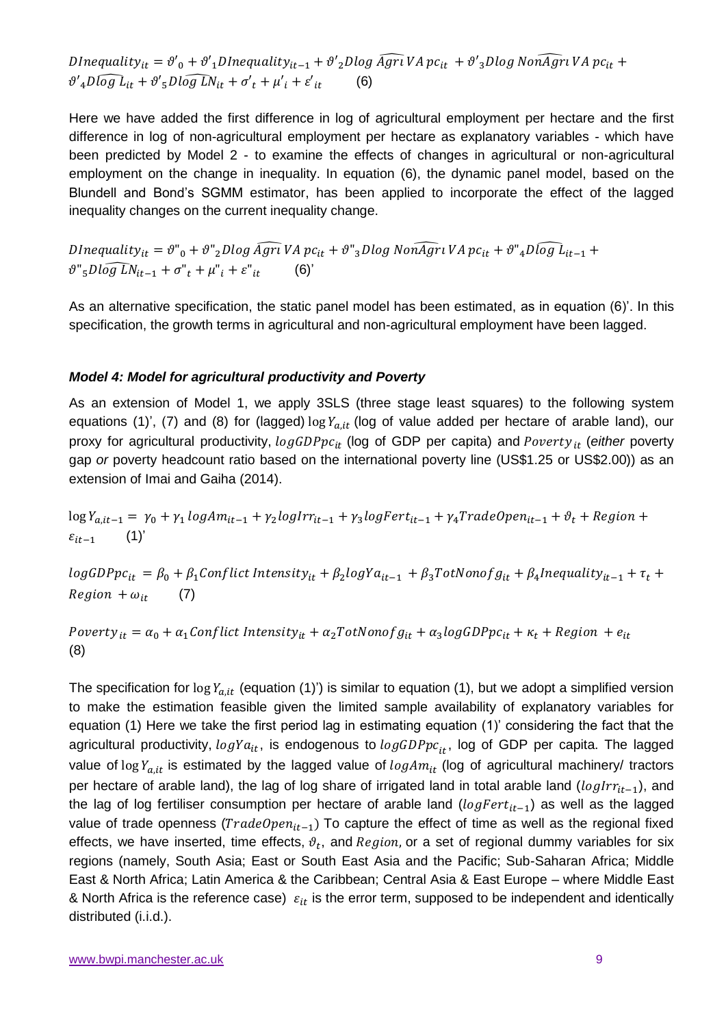$$DInequality_{it} = \vartheta'_0 + \vartheta'_1 DInequality_{it-1} + \vartheta'_2 Dlog\ \widehat{Agri}\ VA\ pc_{it} + \vartheta'_3 Dlog\ \widehat{NonAgri}\ VA\ pc_{it} + \vartheta'_4 D\widehat{log\ L}_{it} + \vartheta'_5 D\widehat{log\ LN}_{it} + \sigma'_t + \mu'_i + \varepsilon'_{it} \qquad (6)$$

Here we have added the first difference in log of agricultural employment per hectare and the first difference in log of non-agricultural employment per hectare as explanatory variables - which have been predicted by Model 2 - to examine the effects of changes in agricultural or non-agricultural employment on the change in inequality. In equation (6), the dynamic panel model, based on the Blundell and Bond's SGMM estimator, has been applied to incorporate the effect of the lagged inequality changes on the current inequality change.

$$DInequality_{it} = \vartheta''_0 + \vartheta''_2 Dlog\ \widehat{Agri}\ VA\ pc_{it} + \vartheta''_3 Dlog\ \widehat{NonAgri}\ VA\ pc_{it} + \vartheta''_4 D\widehat{log\ L}_{it-1} + \vartheta''_5 D\widehat{log\ LN}_{it-1} + \sigma''_t + \mu''_i + \varepsilon''_{it} \qquad (6)'$$

As an alternative specification, the static panel model has been estimated, as in equation (6)'. In this specification, the growth terms in agricultural and non-agricultural employment have been lagged.

### *Model 4: Model for agricultural productivity and Poverty*

As an extension of Model 1, we apply 3SLS (three stage least squares) to the following system equations (1)', (7) and (8) for (lagged) $\log Y_{a,it}$ (log of value added per hectare of arable land), our proxy for agricultural productivity, $logGDPpc_{it}$ (log of GDP per capita) and $Poverty_{it}$ (*either* poverty gap *or* poverty headcount ratio based on the international poverty line (US$1.25 or US$2.00)) as an extension of Imai and Gaiha (2014).

$$\log Y_{a,it-1} = \gamma_0 + \gamma_1 logAm_{it-1} + \gamma_2 logIrr_{it-1} + \gamma_3 logFert_{it-1} + \gamma_4 TradeOpen_{it-1} + \vartheta_t + Region + \varepsilon_{it-1} \qquad (1)'$$

$$logGDPpc_{it} = \beta_0 + \beta_1 Conflict\ Intensity_{it} + \beta_2 logYa_{it-1} + \beta_3 TotNonofg_{it} + \beta_4 Inequality_{it-1} + \tau_t + Region + \omega_{it} \qquad (7)$$

$$Poverty_{it} = \alpha_0 + \alpha_1 Conflict\ Intensity_{it} + \alpha_2 TotNonofg_{it} + \alpha_3 logGDPpc_{it} + \kappa_t + Region + e_{it} \qquad (8)$$

The specification for $\log Y_{a,it}$ (equation (1)') is similar to equation (1), but we adopt a simplified version to make the estimation feasible given the limited sample availability of explanatory variables for equation (1) Here we take the first period lag in estimating equation (1)' considering the fact that the agricultural productivity, $logYa_{it}$, is endogenous to $logGDPpc_{it}$, log of GDP per capita. The lagged value of $\log Y_{a,it}$ is estimated by the lagged value of $logAm_{it}$ (log of agricultural machinery/ tractors per hectare of arable land), the lag of log share of irrigated land in total arable land ($logIrr_{it-1}$), and the lag of log fertiliser consumption per hectare of arable land ($logFert_{it-1}$) as well as the lagged value of trade openness ($TradeOpen_{it-1}$) To capture the effect of time as well as the regional fixed effects, we have inserted, time effects, $\vartheta_t$, and $Region$, or a set of regional dummy variables for six regions (namely, South Asia; East or South East Asia and the Pacific; Sub-Saharan Africa; Middle East & North Africa; Latin America & the Caribbean; Central Asia & East Europe – where Middle East & North Africa is the reference case) $\varepsilon_{it}$ is the error term, supposed to be independent and identically distributed (i.i.d.).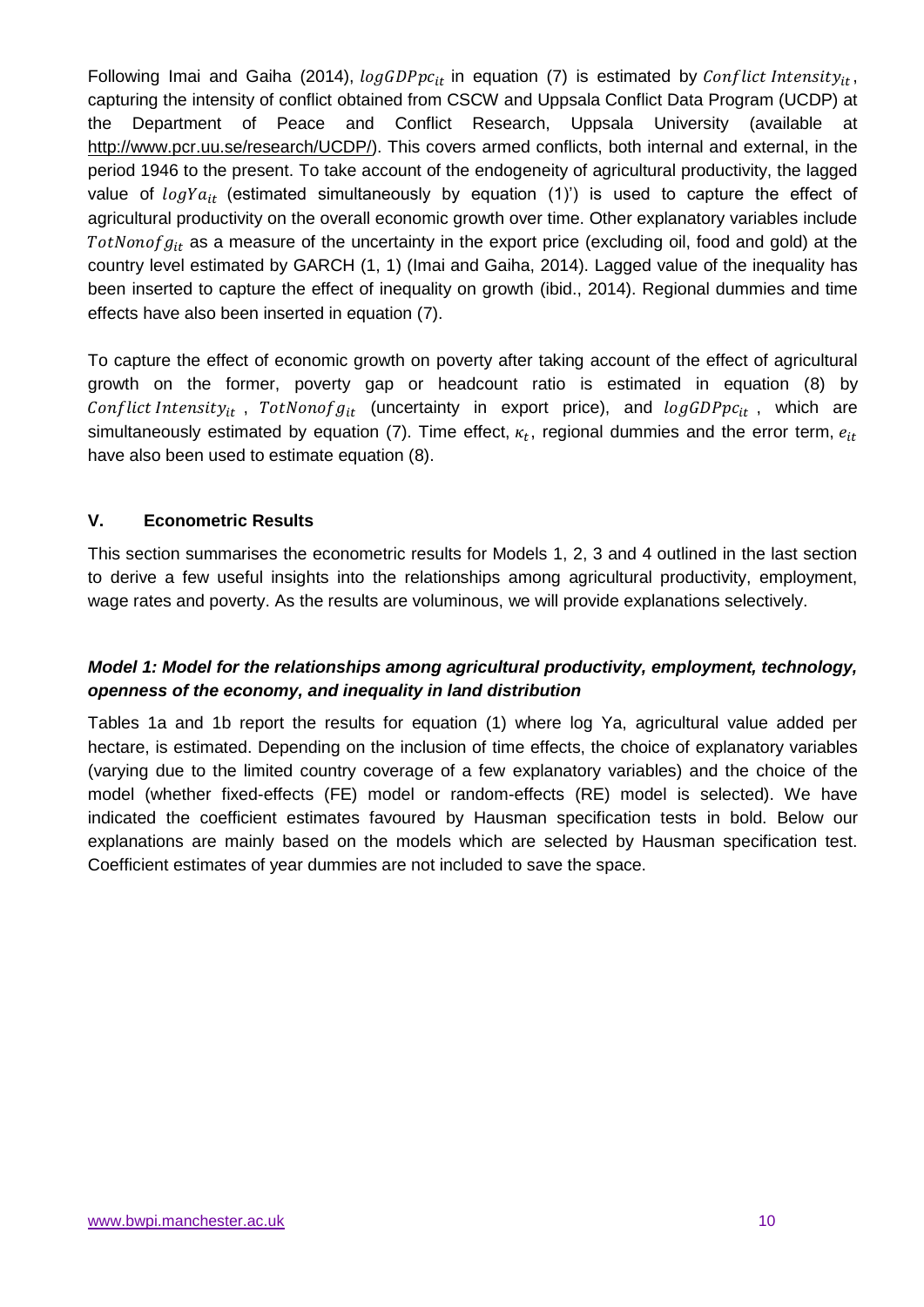Following Imai and Gaiha (2014), $logGDPpc_{it}$ in equation (7) is estimated by $Conflict\ Intensity_{it}$, capturing the intensity of conflict obtained from CSCW and Uppsala Conflict Data Program (UCDP) at the Department of Peace and Conflict Research, Uppsala University (available at http://www.pcr.uu.se/research/UCDP/). This covers armed conflicts, both internal and external, in the period 1946 to the present. To take account of the endogeneity of agricultural productivity, the lagged value of $logYa_{it}$ (estimated simultaneously by equation (1)') is used to capture the effect of agricultural productivity on the overall economic growth over time. Other explanatory variables include $TotNonofg_{it}$ as a measure of the uncertainty in the export price (excluding oil, food and gold) at the country level estimated by GARCH (1, 1) (Imai and Gaiha, 2014). Lagged value of the inequality has been inserted to capture the effect of inequality on growth (ibid., 2014). Regional dummies and time effects have also been inserted in equation (7).

To capture the effect of economic growth on poverty after taking account of the effect of agricultural growth on the former, poverty gap or headcount ratio is estimated in equation (8) by $Conflict\ Intensity_{it}$, $TotNonofg_{it}$ (uncertainty in export price), and $logGDPpc_{it}$, which are simultaneously estimated by equation (7). Time effect, $\kappa_t$, regional dummies and the error term, $e_{it}$ have also been used to estimate equation (8).

## V. Econometric Results

This section summarises the econometric results for Models 1, 2, 3 and 4 outlined in the last section to derive a few useful insights into the relationships among agricultural productivity, employment, wage rates and poverty. As the results are voluminous, we will provide explanations selectively.

### *Model 1: Model for the relationships among agricultural productivity, employment, technology, openness of the economy, and inequality in land distribution*

Tables 1a and 1b report the results for equation (1) where log Ya, agricultural value added per hectare, is estimated. Depending on the inclusion of time effects, the choice of explanatory variables (varying due to the limited country coverage of a few explanatory variables) and the choice of the model (whether fixed-effects (FE) model or random-effects (RE) model is selected). We have indicated the coefficient estimates favoured by Hausman specification tests in bold. Below our explanations are mainly based on the models which are selected by Hausman specification test. Coefficient estimates of year dummies are not included to save the space.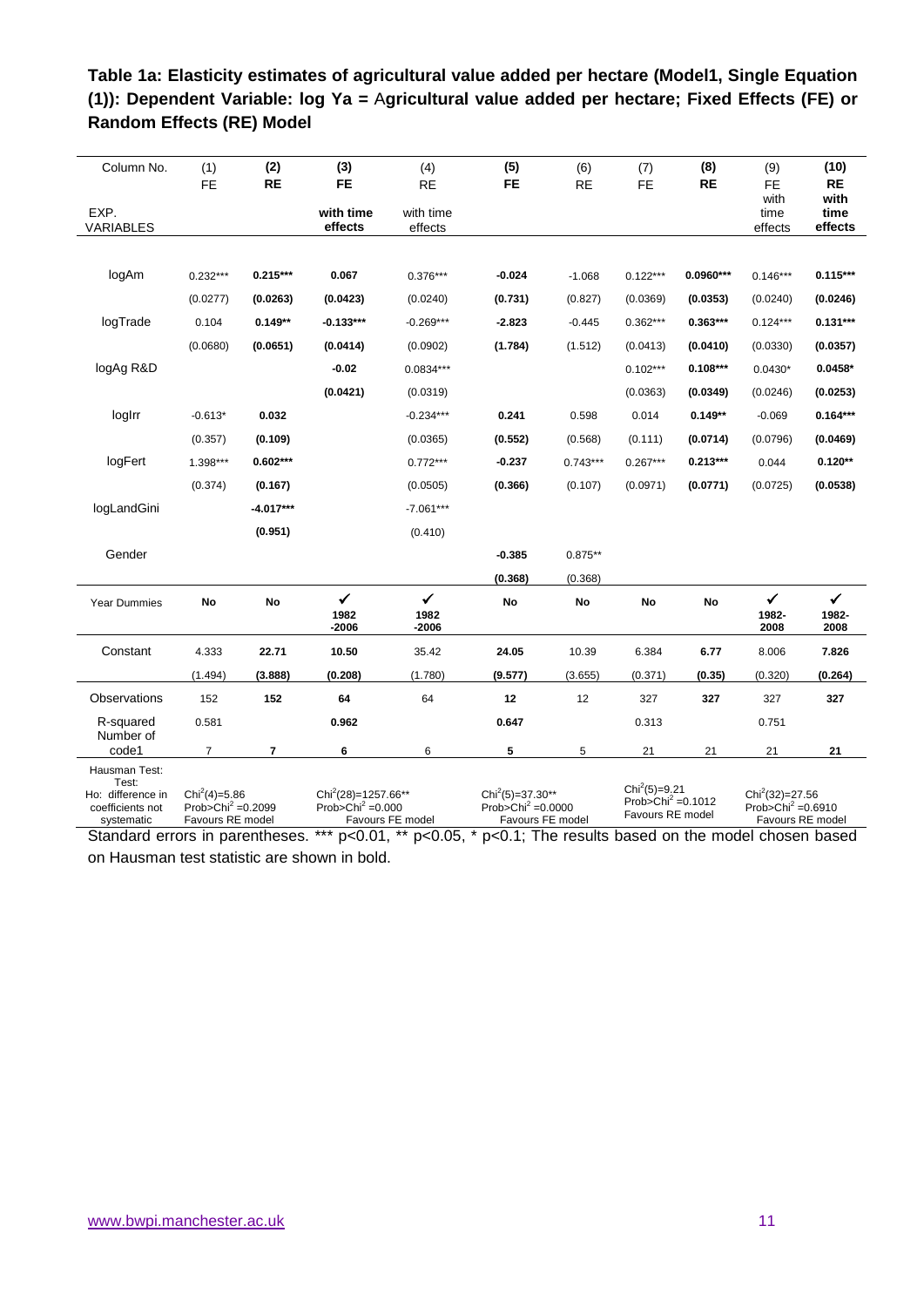**Table 1a: Elasticity estimates of agricultural value added per hectare (Model1, Single Equation (1)): Dependent Variable: log Ya = Agricultural value added per hectare; Fixed Effects (FE) or Random Effects (RE) Model**

| Column No. | (1) | **(2)** | **(3)** | (4) | **(5)** | (6) | (7) | **(8)** | (9) | **(10)** |
|---|---|---|---|---|---|---|---|---|---|---|
| EXP. VARIABLES | FE | **RE** | **FE with time effects** | RE with time effects | **FE** | RE | FE | **RE** | FE with time effects | **RE with time effects** |
| logAm | 0.232*** | **0.215*** ** | **0.067** | 0.376*** | **-0.024** | -1.068 | 0.122*** | **0.0960*** ** | 0.146*** | **0.115*** ** |
| | (0.0277) | **(0.0263)** | **(0.0423)** | (0.0240) | **(0.731)** | (0.827) | (0.0369) | **(0.0353)** | (0.0240) | **(0.0246)** |
| logTrade | 0.104 | **0.149** ** | **-0.133*** ** | -0.269*** | **-2.823** | -0.445 | 0.362*** | **0.363*** ** | 0.124*** | **0.131*** ** |
| | (0.0680) | **(0.0651)** | **(0.0414)** | (0.0902) | **(1.784)** | (1.512) | (0.0413) | **(0.0410)** | (0.0330) | **(0.0357)** |
| logAg R&D | | | **-0.02** | 0.0834*** | | | 0.102*** | **0.108*** ** | 0.0430* | **0.0458*** |
| | | | **(0.0421)** | (0.0319) | | | (0.0363) | **(0.0349)** | (0.0246) | **(0.0253)** |
| logIrr | -0.613* | **0.032** | | -0.234*** | **0.241** | 0.598 | 0.014 | **0.149** ** | -0.069 | **0.164*** ** |
| | (0.357) | **(0.109)** | | (0.0365) | **(0.552)** | (0.568) | (0.111) | **(0.0714)** | (0.0796) | **(0.0469)** |
| logFert | 1.398*** | **0.602*** ** | | 0.772*** | **-0.237** | 0.743*** | 0.267*** | **0.213*** ** | 0.044 | **0.120** ** |
| | (0.374) | **(0.167)** | | (0.0505) | **(0.366)** | (0.107) | (0.0971) | **(0.0771)** | (0.0725) | **(0.0538)** |
| logLandGini | | **-4.017*** ** | | -7.061*** | | | | | | |
| | | **(0.951)** | | (0.410) | | | | | | |
| Gender | | | | | **-0.385** | 0.875** | | | | |
| | | | | | **(0.368)** | (0.368) | | | | |
| Year Dummies | **No** | **No** | **✓ 1982-2006** | **✓ 1982-2006** | **No** | **No** | **No** | **No** | **✓ 1982-2008** | **✓ 1982-2008** |
| Constant | 4.333 | **22.71** | **10.50** | 35.42 | **24.05** | 10.39 | 6.384 | **6.77** | 8.006 | **7.826** |
| | (1.494) | **(3.888)** | **(0.208)** | (1.780) | **(9.577)** | (3.655) | (0.371) | **(0.35)** | (0.320) | **(0.264)** |
| Observations | 152 | **152** | **64** | 64 | **12** | 12 | 327 | **327** | 327 | **327** |
| R-squared | 0.581 | | **0.962** | | **0.647** | | 0.313 | | 0.751 | |
| Number of code1 | 7 | **7** | **6** | 6 | **5** | 5 | 21 | 21 | 21 | **21** |
| Hausman Test: Test: Ho: difference in coefficients not systematic | $Chi^2(4)=5.86$ $Prob>Chi^2=0.2099$ Favours RE model | | $Chi^2(28)=1257.66$** $Prob>Chi^2=0.000$ Favours FE model | | $Chi^2(5)=37.30$** $Prob>Chi^2=0.0000$ Favours FE model | | $Chi^2(5)=9.21$ $Prob>Chi^2=0.1012$ Favours RE model | | $Chi^2(32)=27.56$ $Prob>Chi^2=0.6910$ Favours RE model | |

Standard errors in parentheses. *** p<0.01, ** p<0.05, * p<0.1; The results based on the model chosen based on Hausman test statistic are shown in bold.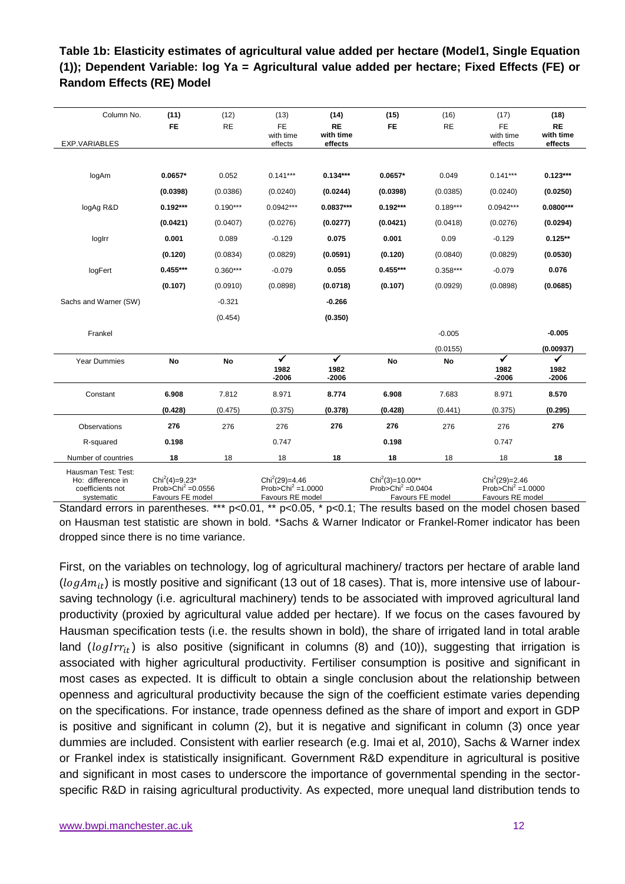**Table 1b: Elasticity estimates of agricultural value added per hectare (Model1, Single Equation (1)); Dependent Variable: log Ya = Agricultural value added per hectare; Fixed Effects (FE) or Random Effects (RE) Model**

| Column No. | **(11)** | (12) | (13) | **(14)** | **(15)** | (16) | (17) | **(18)** |
|---|---|---|---|---|---|---|---|---|
| EXP.VARIABLES | **FE** | RE | FE with time effects | **RE with time effects** | **FE** | RE | FE with time effects | **RE with time effects** |
| logAm | **0.0657*** | 0.052 | 0.141*** | **0.134***** | **0.0657*** | 0.049 | 0.141*** | **0.123***** |
| | **(0.0398)** | (0.0386) | (0.0240) | **(0.0244)** | **(0.0398)** | (0.0385) | (0.0240) | **(0.0250)** |
| logAg R&D | **0.192***** | 0.190*** | 0.0942*** | **0.0837***** | **0.192***** | 0.189*** | 0.0942*** | **0.0800***** |
| | **(0.0421)** | (0.0407) | (0.0276) | **(0.0277)** | **(0.0421)** | (0.0418) | (0.0276) | **(0.0294)** |
| logIrr | **0.001** | 0.089 | -0.129 | **0.075** | **0.001** | 0.09 | -0.129 | **0.125**** |
| | **(0.120)** | (0.0834) | (0.0829) | **(0.0591)** | **(0.120)** | (0.0840) | (0.0829) | **(0.0530)** |
| logFert | **0.455***** | 0.360*** | -0.079 | **0.055** | **0.455***** | 0.358*** | -0.079 | **0.076** |
| | **(0.107)** | (0.0910) | (0.0898) | **(0.0718)** | **(0.107)** | (0.0929) | (0.0898) | **(0.0685)** |
| Sachs and Warner (SW) | | -0.321 | | **-0.266** | | | | |
| | | (0.454) | | **(0.350)** | | | | |
| Frankel | | | | | | -0.005 | | **-0.005** |
| | | | | | | (0.0155) | | **(0.00937)** |
| Year Dummies | **No** | **No** | ✓ 1982 -2006 | **✓ 1982 -2006** | **No** | **No** | ✓ 1982 -2006 | **✓ 1982 -2006** |
| Constant | **6.908** | 7.812 | 8.971 | **8.774** | **6.908** | 7.683 | 8.971 | **8.570** |
| | **(0.428)** | (0.475) | (0.375) | **(0.378)** | **(0.428)** | (0.441) | (0.375) | **(0.295)** |
| Observations | **276** | 276 | 276 | **276** | **276** | 276 | 276 | **276** |
| R-squared | **0.198** | | 0.747 | | **0.198** | | 0.747 | |
| Number of countries | **18** | 18 | 18 | **18** | **18** | 18 | 18 | **18** |
| Hausman Test: Test: Ho: difference in coefficients not systematic | $Chi^2(4)$=9.23* Prob>$Chi^2$ =0.0556 Favours FE model | | $Chi^2(29)$=4.46 Prob>$Chi^2$ =1.0000 Favours RE model | | $Chi^2(3)$=10.00** Prob>$Chi^2$ =0.0404 Favours FE model | | $Chi^2(29)$=2.46 Prob>$Chi^2$ =1.0000 Favours RE model | |

Standard errors in parentheses. *** p<0.01, ** p<0.05, * p<0.1; The results based on the model chosen based on Hausman test statistic are shown in bold. *Sachs & Warner Indicator or Frankel-Romer indicator has been dropped since there is no time variance.

First, on the variables on technology, log of agricultural machinery/ tractors per hectare of arable land ($logAm_{it}$) is mostly positive and significant (13 out of 18 cases). That is, more intensive use of labour-saving technology (i.e. agricultural machinery) tends to be associated with improved agricultural land productivity (proxied by agricultural value added per hectare). If we focus on the cases favoured by Hausman specification tests (i.e. the results shown in bold), the share of irrigated land in total arable land ($logIrr_{it}$) is also positive (significant in columns (8) and (10)), suggesting that irrigation is associated with higher agricultural productivity. Fertiliser consumption is positive and significant in most cases as expected. It is difficult to obtain a single conclusion about the relationship between openness and agricultural productivity because the sign of the coefficient estimate varies depending on the specifications. For instance, trade openness defined as the share of import and export in GDP is positive and significant in column (2), but it is negative and significant in column (3) once year dummies are included. Consistent with earlier research (e.g. Imai et al, 2010), Sachs & Warner index or Frankel index is statistically insignificant. Government R&D expenditure in agricultural is positive and significant in most cases to underscore the importance of governmental spending in the sector-specific R&D in raising agricultural productivity. As expected, more unequal land distribution tends to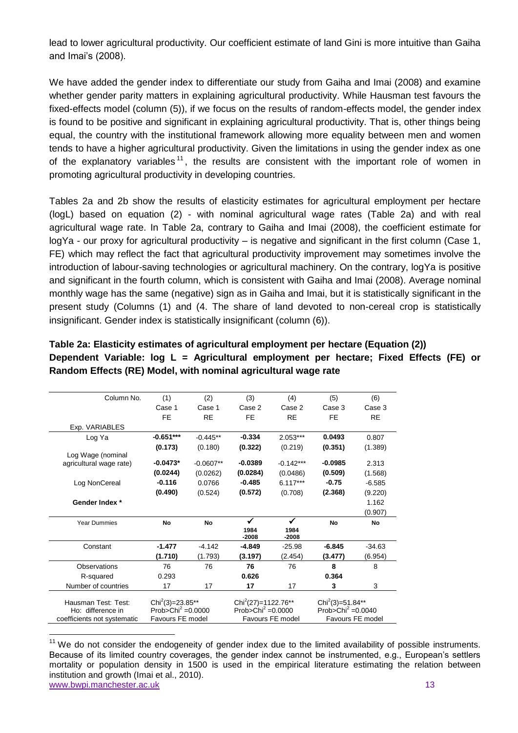lead to lower agricultural productivity. Our coefficient estimate of land Gini is more intuitive than Gaiha and Imai's (2008).

We have added the gender index to differentiate our study from Gaiha and Imai (2008) and examine whether gender parity matters in explaining agricultural productivity. While Hausman test favours the fixed-effects model (column (5)), if we focus on the results of random-effects model, the gender index is found to be positive and significant in explaining agricultural productivity. That is, other things being equal, the country with the institutional framework allowing more equality between men and women tends to have a higher agricultural productivity. Given the limitations in using the gender index as one of the explanatory variables[11], the results are consistent with the important role of women in promoting agricultural productivity in developing countries.

Tables 2a and 2b show the results of elasticity estimates for agricultural employment per hectare (logL) based on equation (2) - with nominal agricultural wage rates (Table 2a) and with real agricultural wage rate. In Table 2a, contrary to Gaiha and Imai (2008), the coefficient estimate for logYa - our proxy for agricultural productivity – is negative and significant in the first column (Case 1, FE) which may reflect the fact that agricultural productivity improvement may sometimes involve the introduction of labour-saving technologies or agricultural machinery. On the contrary, logYa is positive and significant in the fourth column, which is consistent with Gaiha and Imai (2008). Average nominal monthly wage has the same (negative) sign as in Gaiha and Imai, but it is statistically significant in the present study (Columns (1) and (4. The share of land devoted to non-cereal crop is statistically insignificant. Gender index is statistically insignificant (column (6)).

**Table 2a: Elasticity estimates of agricultural employment per hectare (Equation (2))**
**Dependent Variable: log L = Agricultural employment per hectare; Fixed Effects (FE) or Random Effects (RE) Model, with nominal agricultural wage rate**

| Column No. | (1) | (2) | (3) | (4) | (5) | (6) |
|---|---|---|---|---|---|---|
| | Case 1 | Case 1 | Case 2 | Case 2 | Case 3 | Case 3 |
| | FE | RE | FE | RE | FE | RE |
| Exp. VARIABLES | | | | | | |
| Log Ya | **-0.651*** ** | -0.445** | **-0.334** | 2.053*** | **0.0493** | 0.807 |
| | **(0.173)** | (0.180) | **(0.322)** | (0.219) | **(0.351)** | (1.389) |
| Log Wage (nominal agricultural wage rate) | **-0.0473*** | -0.0607** | **-0.0389** | -0.142*** | **-0.0985** | 2.313 |
| | **(0.0244)** | (0.0262) | **(0.0284)** | (0.0486) | **(0.509)** | (1.568) |
| Log NonCereal | **-0.116** | 0.0766 | **-0.485** | 6.117*** | **-0.75** | -6.585 |
| | **(0.490)** | (0.524) | **(0.572)** | (0.708) | **(2.368)** | (9.220) |
| **Gender Index *** | | | | | | 1.162 |
| | | | | | | (0.907) |
| Year Dummies | **No** | **No** | ✓ **1984 -2008** | ✓ **1984 -2008** | **No** | **No** |
| Constant | **-1.477** | -4.142 | **-4.849** | -25.98 | **-6.845** | -34.63 |
| | **(1.710)** | (1.793) | **(3.197)** | (2.454) | **(3.477)** | (6.954) |
| Observations | 76 | 76 | **76** | 76 | **8** | 8 |
| R-squared | 0.293 | | **0.626** | | **0.364** | |
| Number of countries | 17 | 17 | **17** | 17 | **3** | 3 |
| Hausman Test: Test: Ho: difference in coefficients not systematic | $Chi^2(3)$=23.85** $Prob>Chi^2$ =0.0000 Favours FE model | | $Chi^2(27)$=1122.76** $Prob>Chi^2$ =0.0000 Favours FE model | | $Chi^2(3)$=51.84** $Prob>Chi^2$ =0.0040 Favours FE model | |

[11] We do not consider the endogeneity of gender index due to the limited availability of possible instruments. Because of its limited country coverages, the gender index cannot be instrumented, e.g., European's settlers mortality or population density in 1500 is used in the empirical literature estimating the relation between institution and growth (Imai et al., 2010).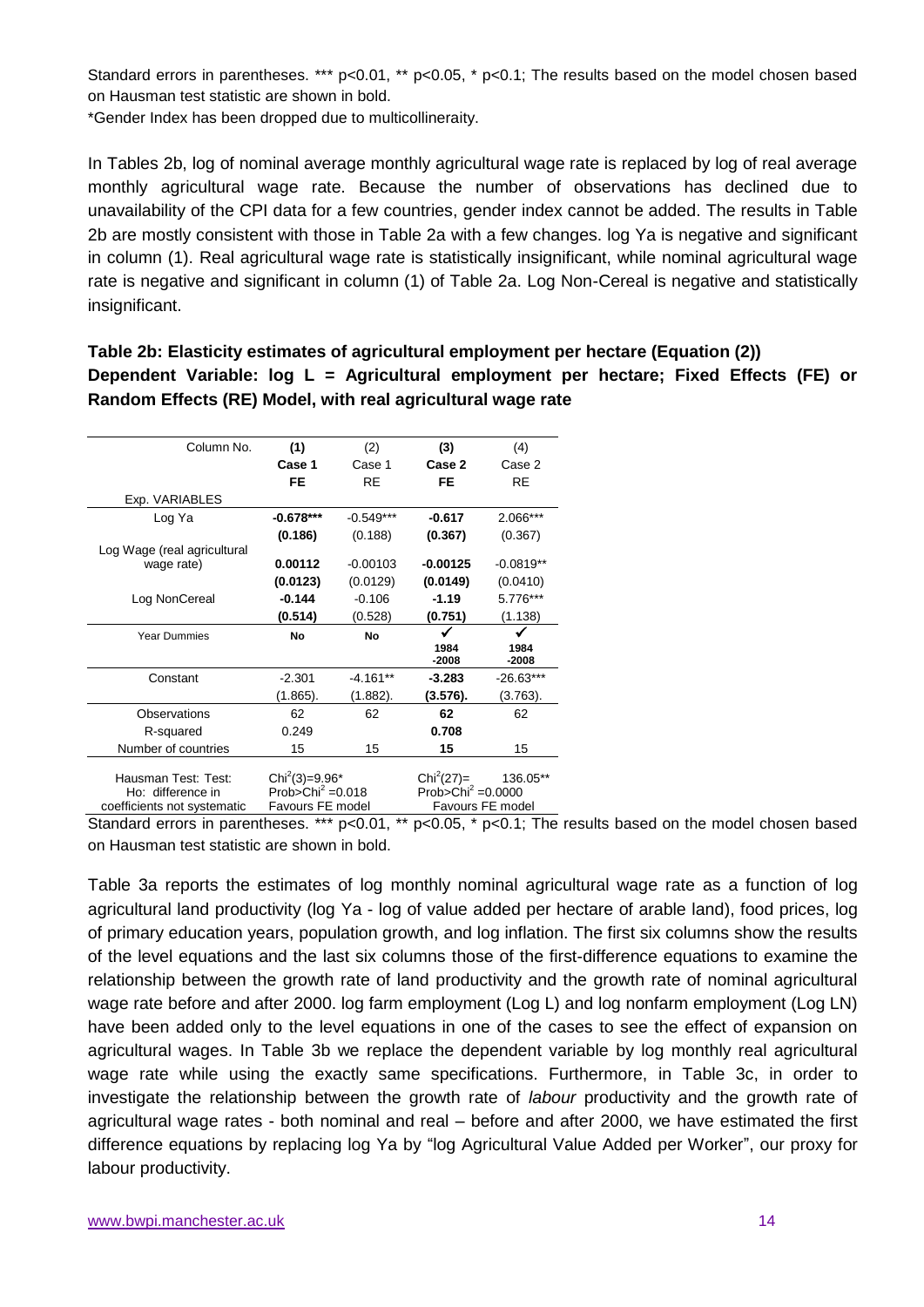Standard errors in parentheses. *** p<0.01, ** p<0.05, * p<0.1; The results based on the model chosen based on Hausman test statistic are shown in bold.

*Gender Index has been dropped due to multicollineraity.

In Tables 2b, log of nominal average monthly agricultural wage rate is replaced by log of real average monthly agricultural wage rate. Because the number of observations has declined due to unavailability of the CPI data for a few countries, gender index cannot be added. The results in Table 2b are mostly consistent with those in Table 2a with a few changes. log Ya is negative and significant in column (1). Real agricultural wage rate is statistically insignificant, while nominal agricultural wage rate is negative and significant in column (1) of Table 2a. Log Non-Cereal is negative and statistically insignificant.

**Table 2b: Elasticity estimates of agricultural employment per hectare (Equation (2))**
**Dependent Variable: log L = Agricultural employment per hectare; Fixed Effects (FE) or Random Effects (RE) Model, with real agricultural wage rate**

| Column No. | **(1)** | (2) | **(3)** | (4) |
|---|---|---|---|---|
| | **Case 1** | Case 1 | **Case 2** | Case 2 |
| | **FE** | RE | **FE** | RE |
| Exp. VARIABLES | | | | |
| Log Ya | **-0.678*** ** | -0.549*** | **-0.617** | 2.066*** |
| | **(0.186)** | (0.188) | **(0.367)** | (0.367) |
| Log Wage (real agricultural wage rate) | **0.00112** | -0.00103 | **-0.00125** | -0.0819** |
| | **(0.0123)** | (0.0129) | **(0.0149)** | (0.0410) |
| Log NonCereal | **-0.144** | -0.106 | **-1.19** | 5.776*** |
| | **(0.514)** | (0.528) | **(0.751)** | (1.138) |
| Year Dummies | **No** | **No** | ✓ **1984 -2008** | ✓ **1984 -2008** |
| Constant | -2.301 | -4.161** | **-3.283** | -26.63*** |
| | (1.865). | (1.882). | **(3.576).** | (3.763). |
| Observations | 62 | 62 | **62** | 62 |
| R-squared | 0.249 | | **0.708** | |
| Number of countries | 15 | 15 | **15** | 15 |
| Hausman Test: Test: Ho: difference in coefficients not systematic | $Chi^2(3)$=9.96* Prob>$Chi^2$ =0.018 Favours FE model | | $Chi^2(27)$= 136.05** Prob>$Chi^2$ =0.0000 Favours FE model | |

Standard errors in parentheses. *** p<0.01, ** p<0.05, * p<0.1; The results based on the model chosen based on Hausman test statistic are shown in bold.

Table 3a reports the estimates of log monthly nominal agricultural wage rate as a function of log agricultural land productivity (log Ya - log of value added per hectare of arable land), food prices, log of primary education years, population growth, and log inflation. The first six columns show the results of the level equations and the last six columns those of the first-difference equations to examine the relationship between the growth rate of land productivity and the growth rate of nominal agricultural wage rate before and after 2000. log farm employment (Log L) and log nonfarm employment (Log LN) have been added only to the level equations in one of the cases to see the effect of expansion on agricultural wages. In Table 3b we replace the dependent variable by log monthly real agricultural wage rate while using the exactly same specifications. Furthermore, in Table 3c, in order to investigate the relationship between the growth rate of *labour* productivity and the growth rate of agricultural wage rates - both nominal and real – before and after 2000, we have estimated the first difference equations by replacing log Ya by "log Agricultural Value Added per Worker", our proxy for labour productivity.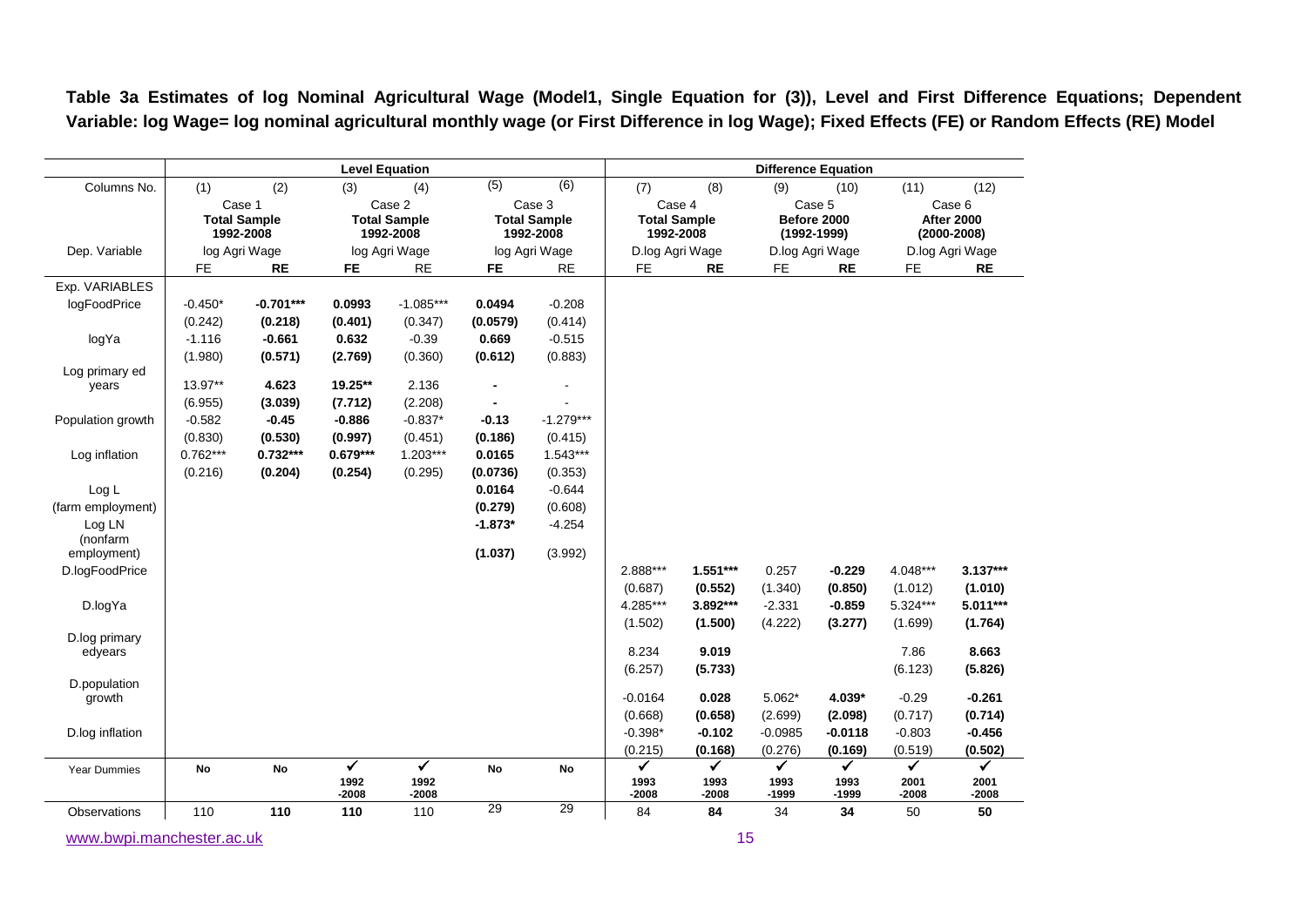**Table 3a Estimates of log Nominal Agricultural Wage (Model1, Single Equation for (3)), Level and First Difference Equations; Dependent Variable: log Wage= log nominal agricultural monthly wage (or First Difference in log Wage); Fixed Effects (FE) or Random Effects (RE) Model**

| | Level Equation | | | | | | Difference Equation | | | | | |
|---|---|---|---|---|---|---|---|---|---|---|---|---|
| Columns No. | (1) | (2) | (3) | (4) | (5) | (6) | (7) | (8) | (9) | (10) | (11) | (12) |
| | Case 1 **Total Sample 1992-2008** | | Case 2 **Total Sample 1992-2008** | | Case 3 **Total Sample 1992-2008** | | Case 4 **Total Sample 1992-2008** | | Case 5 **Before 2000 (1992-1999)** | | Case 6 **After 2000 (2000-2008)** | |
| Dep. Variable | log Agri Wage | | log Agri Wage | | log Agri Wage | | D.log Agri Wage | | D.log Agri Wage | | D.log Agri Wage | |
| | FE | **RE** | **FE** | RE | **FE** | RE | FE | **RE** | FE | **RE** | FE | **RE** |
| Exp. VARIABLES | | | | | | | | | | | | |
| logFoodPrice | -0.450* | **-0.701*****| **0.0993** | -1.085*** | **0.0494** | -0.208 | | | | | | |
| | (0.242) | **(0.218)** | **(0.401)** | (0.347) | **(0.0579)** | (0.414) | | | | | | |
| logYa | -1.116 | **-0.661** | **0.632** | -0.39 | **0.669** | -0.515 | | | | | | |
| | (1.980) | **(0.571)** | **(2.769)** | (0.360) | **(0.612)** | (0.883) | | | | | | |
| Log primary ed years | 13.97** | **4.623** | **19.25**** | 2.136 | **-** | - | | | | | | |
| | (6.955) | **(3.039)** | **(7.712)** | (2.208) | **-** | - | | | | | | |
| Population growth | -0.582 | **-0.45** | **-0.886** | -0.837* | **-0.13** | -1.279*** | | | | | | |
| | (0.830) | **(0.530)** | **(0.997)** | (0.451) | **(0.186)** | (0.415) | | | | | | |
| Log inflation | 0.762*** | **0.732*****| **0.679***** | 1.203*** | **0.0165** | 1.543*** | | | | | | |
| | (0.216) | **(0.204)** | **(0.254)** | (0.295) | **(0.0736)** | (0.353) | | | | | | |
| Log L | | | | | **0.0164** | -0.644 | | | | | | |
| (farm employment) | | | | | **(0.279)** | (0.608) | | | | | | |
| Log LN | | | | | **-1.873*** | -4.254 | | | | | | |
| (nonfarm employment) | | | | | **(1.037)** | (3.992) | | | | | | |
| D.logFoodPrice | | | | | | | 2.888*** | **1.551***** | 0.257 | **-0.229** | 4.048*** | **3.137***** |
| | | | | | | | (0.687) | **(0.552)** | (1.340) | **(0.850)** | (1.012) | **(1.010)** |
| D.logYa | | | | | | | 4.285*** | **3.892***** | -2.331 | **-0.859** | 5.324*** | **5.011***** |
| | | | | | | | (1.502) | **(1.500)** | (4.222) | **(3.277)** | (1.699) | **(1.764)** |
| D.log primary edyears | | | | | | | 8.234 | **9.019** | | | 7.86 | **8.663** |
| | | | | | | | (6.257) | **(5.733)** | | | (6.123) | **(5.826)** |
| D.population growth | | | | | | | -0.0164 | **0.028** | 5.062* | **4.039*** | -0.29 | **-0.261** |
| | | | | | | | (0.668) | **(0.658)** | (2.699) | **(2.098)** | (0.717) | **(0.714)** |
| D.log inflation | | | | | | | -0.398* | **-0.102** | -0.0985 | **-0.0118** | -0.803 | **-0.456** |
| | | | | | | | (0.215) | **(0.168)** | (0.276) | **(0.169)** | (0.519) | **(0.502)** |
| Year Dummies | **No** | **No** | ✓ 1992-2008 | ✓ 1992-2008 | **No** | **No** | ✓ 1993-2008 | ✓ 1993-2008 | ✓ 1993-1999 | ✓ 1993-1999 | ✓ 2001-2008 | ✓ 2001-2008 |
| Observations | 110 | **110** | **110** | 110 | 29 | 29 | 84 | **84** | 34 | **34** | 50 | **50** |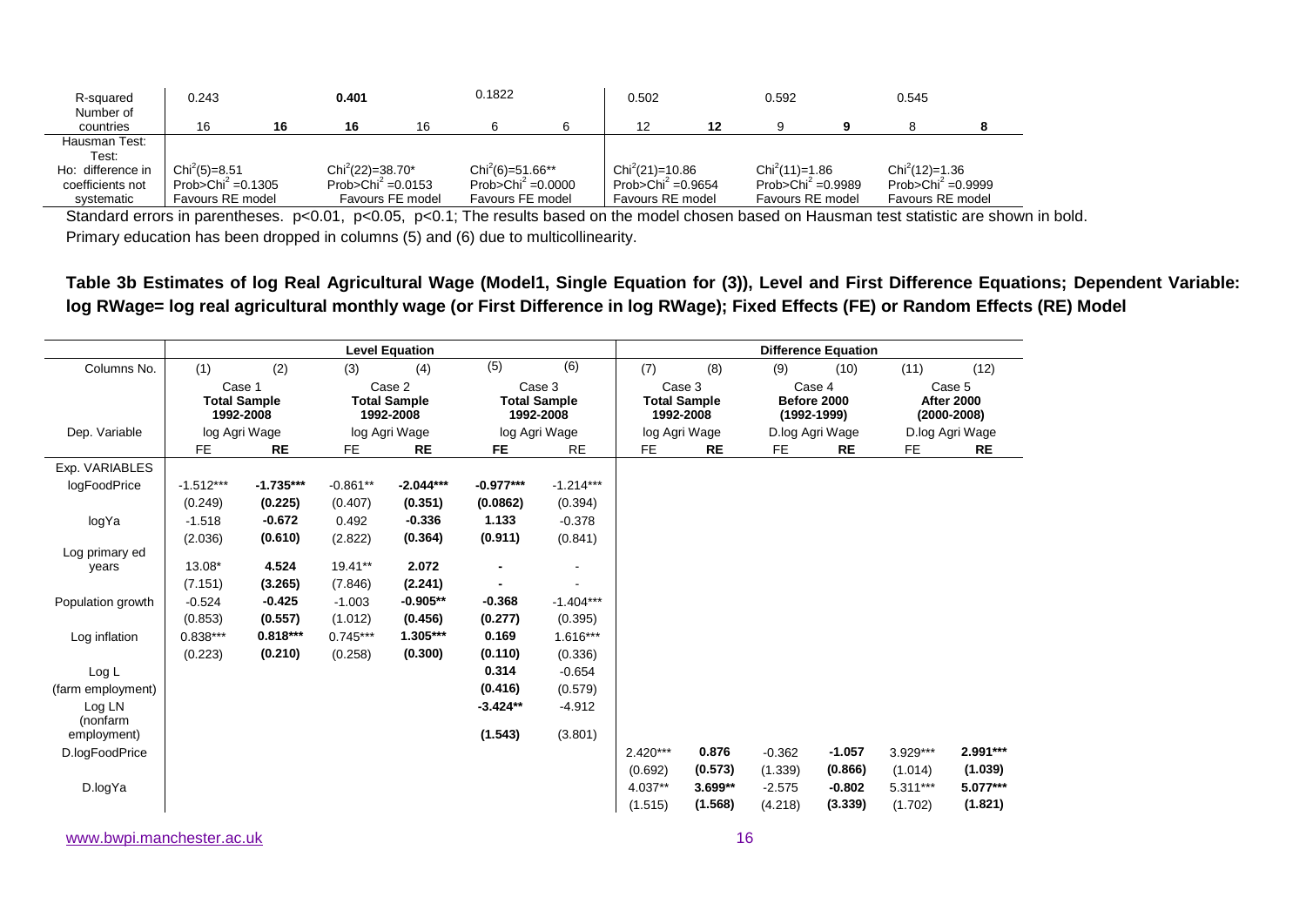| R-squared | 0.243 | | **0.401** | | 0.1822 | | 0.502 | | 0.592 | | 0.545 | |
|---|---|---|---|---|---|---|---|---|---|---|---|---|
| Number of countries | 16 | **16** | **16** | 16 | 6 | 6 | 12 | **12** | 9 | **9** | 8 | **8** |
| Hausman Test: Test: Ho: difference in coefficients not systematic | $Chi^2(5)=8.51$ Prob>$Chi^2$ =0.1305 Favours RE model | | $Chi^2(22)=38.70^*$ Prob>$Chi^2$ =0.0153 Favours FE model | | $Chi^2(6)=51.66^{**}$ Prob>$Chi^2$ =0.0000 Favours FE model | | $Chi^2(21)=10.86$ Prob>$Chi^2$ =0.9654 Favours RE model | | $Chi^2(11)=1.86$ Prob>$Chi^2$ =0.9989 Favours RE model | | $Chi^2(12)=1.36$ Prob>$Chi^2$ =0.9999 Favours RE model | |

Standard errors in parentheses. p<0.01, p<0.05, p<0.1; The results based on the model chosen based on Hausman test statistic are shown in bold.
Primary education has been dropped in columns (5) and (6) due to multicollinearity.

**Table 3b Estimates of log Real Agricultural Wage (Model1, Single Equation for (3)), Level and First Difference Equations; Dependent Variable: log RWage= log real agricultural monthly wage (or First Difference in log RWage); Fixed Effects (FE) or Random Effects (RE) Model**

| | Level Equation | | | | | | Difference Equation | | | | | |
|---|---|---|---|---|---|---|---|---|---|---|---|---|
| Columns No. | (1) | (2) | (3) | (4) | (5) | (6) | (7) | (8) | (9) | (10) | (11) | (12) |
| | Case 1 **Total Sample 1992-2008** | | Case 2 **Total Sample 1992-2008** | | Case 3 **Total Sample 1992-2008** | | Case 3 **Total Sample 1992-2008** | | Case 4 **Before 2000 (1992-1999)** | | Case 5 **After 2000 (2000-2008)** | |
| Dep. Variable | log Agri Wage | | log Agri Wage | | log Agri Wage | | log Agri Wage | | D.log Agri Wage | | D.log Agri Wage | |
| | FE | **RE** | FE | **RE** | **FE** | RE | FE | **RE** | FE | **RE** | FE | **RE** |
| Exp. VARIABLES | | | | | | | | | | | | |
| logFoodPrice | -1.512*** | **-1.735***** | -0.861** | **-2.044***** | **-0.977***** | -1.214*** | | | | | | |
| | (0.249) | **(0.225)** | (0.407) | **(0.351)** | **(0.0862)** | (0.394) | | | | | | |
| logYa | -1.518 | **-0.672** | 0.492 | **-0.336** | **1.133** | -0.378 | | | | | | |
| | (2.036) | **(0.610)** | (2.822) | **(0.364)** | **(0.911)** | (0.841) | | | | | | |
| Log primary ed years | 13.08* | **4.524** | 19.41** | **2.072** | **-** | - | | | | | | |
| | (7.151) | **(3.265)** | (7.846) | **(2.241)** | **-** | - | | | | | | |
| Population growth | -0.524 | **-0.425** | -1.003 | **-0.905**** | **-0.368** | -1.404*** | | | | | | |
| | (0.853) | **(0.557)** | (1.012) | **(0.456)** | **(0.277)** | (0.395) | | | | | | |
| Log inflation | 0.838*** | **0.818***** | 0.745*** | **1.305***** | **0.169** | 1.616*** | | | | | | |
| | (0.223) | **(0.210)** | (0.258) | **(0.300)** | **(0.110)** | (0.336) | | | | | | |
| Log L (farm employment) | | | | | **0.314** | -0.654 | | | | | | |
| | | | | | **(0.416)** | (0.579) | | | | | | |
| Log LN (nonfarm employment) | | | | | **-3.424**** | -4.912 | | | | | | |
| | | | | | **(1.543)** | (3.801) | | | | | | |
| D.logFoodPrice | | | | | | | 2.420*** | **0.876** | -0.362 | **-1.057** | 3.929*** | **2.991***** |
| | | | | | | | (0.692) | **(0.573)** | (1.339) | **(0.866)** | (1.014) | **(1.039)** |
| D.logYa | | | | | | | 4.037** | **3.699**** | -2.575 | **-0.802** | 5.311*** | **5.077***** |
| | | | | | | | (1.515) | **(1.568)** | (4.218) | **(3.339)** | (1.702) | **(1.821)** |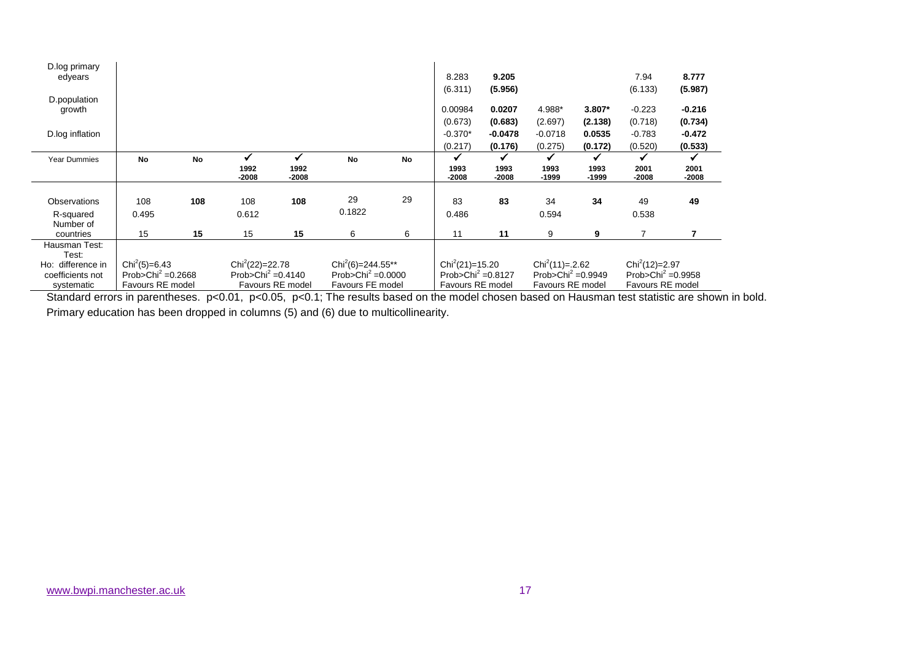| | (1) | (2) | (3) | (4) | (5) | (6) | (7) | (8) | (9) | (10) | (11) | (12) |
|---|---|---|---|---|---|---|---|---|---|---|---|---|
| D.log primary edyears | | | | | | | 8.283 | **9.205** | | | 7.94 | **8.777** |
| | | | | | | | (6.311) | **(5.956)** | | | (6.133) | **(5.987)** |
| D.population growth | | | | | | | 0.00984 | **0.0207** | 4.988* | **3.807*** | -0.223 | **-0.216** |
| | | | | | | | (0.673) | **(0.683)** | (2.697) | **(2.138)** | (0.718) | **(0.734)** |
| D.log inflation | | | | | | | -0.370* | **-0.0478** | -0.0718 | **0.0535** | -0.783 | **-0.472** |
| | | | | | | | (0.217) | **(0.176)** | (0.275) | **(0.172)** | (0.520) | **(0.533)** |
| Year Dummies | **No** | **No** | ✔ **1992-2008** | ✔ **1992-2008** | **No** | **No** | ✔ **1993-2008** | ✔ **1993-2008** | ✔ **1993-1999** | ✔ **1993-1999** | ✔ **2001-2008** | ✔ **2001-2008** |
| Observations | 108 | **108** | 108 | **108** | 29 | 29 | 83 | **83** | 34 | **34** | 49 | **49** |
| R-squared | 0.495 | | 0.612 | | 0.1822 | | 0.486 | | 0.594 | | 0.538 | |
| Number of countries | 15 | **15** | 15 | **15** | 6 | 6 | 11 | **11** | 9 | **9** | 7 | **7** |
| Hausman Test: Test: Ho: difference in coefficients not systematic | $Chi^2(5)=6.43$ Prob>$Chi^2$ =0.2668 Favours RE model | | $Chi^2(22)=22.78$ Prob>$Chi^2$ =0.4140 Favours RE model | | $Chi^2(6)=244.55$** Prob>$Chi^2$ =0.0000 Favours FE model | | $Chi^2(21)=15.20$ Prob>$Chi^2$ =0.8127 Favours RE model | | $Chi^2(11)=.2.62$ Prob>$Chi^2$ =0.9949 Favours RE model | | $Chi^2(12)=2.97$ Prob>$Chi^2$ =0.9958 Favours RE model | |

Standard errors in parentheses. p<0.01, p<0.05, p<0.1; The results based on the model chosen based on Hausman test statistic are shown in bold.

Primary education has been dropped in columns (5) and (6) due to multicollinearity.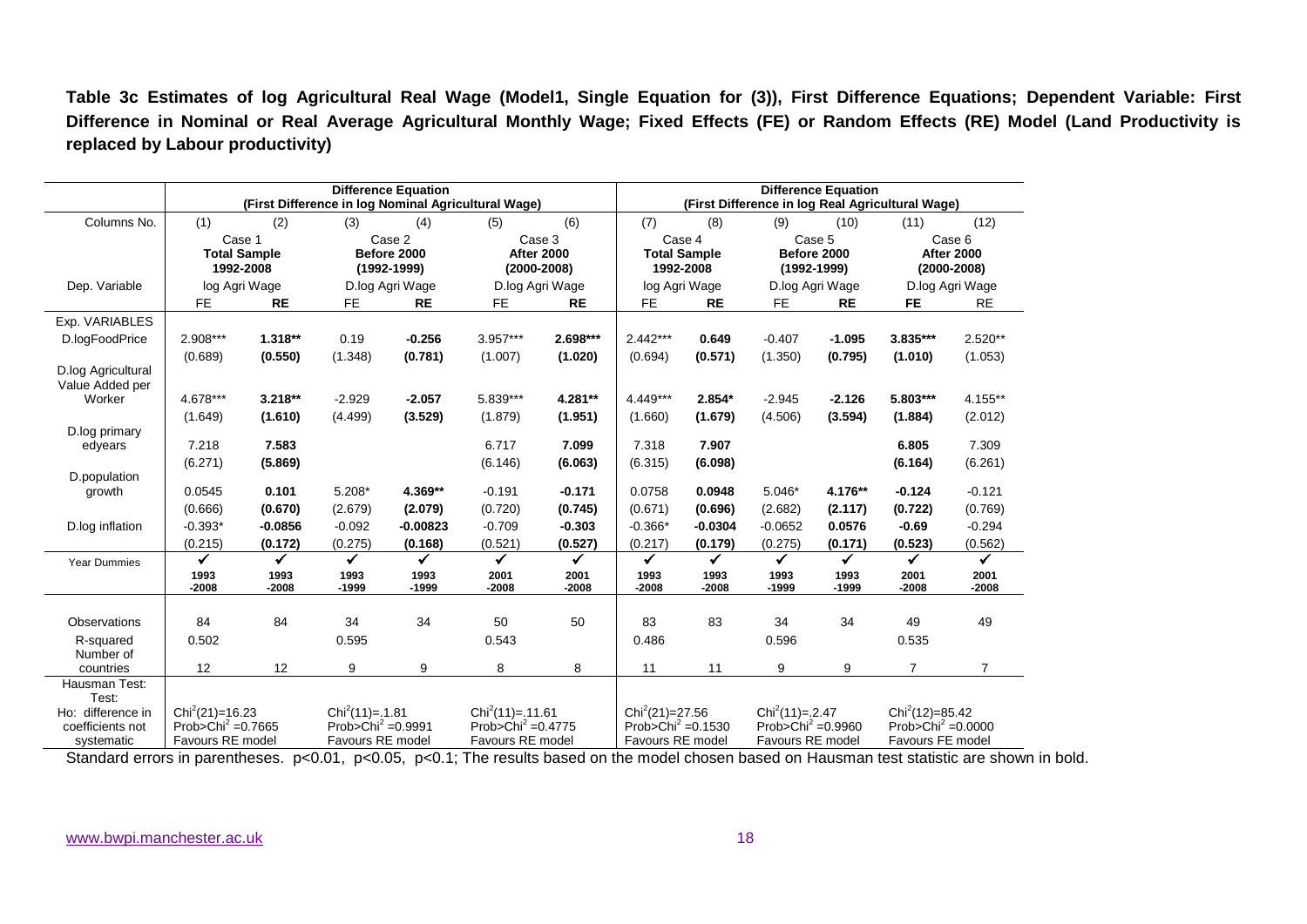**Table 3c Estimates of log Agricultural Real Wage (Model1, Single Equation for (3)), First Difference Equations; Dependent Variable: First Difference in Nominal or Real Average Agricultural Monthly Wage; Fixed Effects (FE) or Random Effects (RE) Model (Land Productivity is replaced by Labour productivity)**

| | Difference Equation (First Difference in log Nominal Agricultural Wage) | | | | | | Difference Equation (First Difference in log Real Agricultural Wage) | | | | | |
|---|---|---|---|---|---|---|---|---|---|---|---|---|
| Columns No. | (1) | (2) | (3) | (4) | (5) | (6) | (7) | (8) | (9) | (10) | (11) | (12) |
| | Case 1 **Total Sample** 1992-2008 | | Case 2 **Before 2000** (1992-1999) | | Case 3 **After 2000** (2000-2008) | | Case 4 **Total Sample** 1992-2008 | | Case 5 **Before 2000** (1992-1999) | | Case 6 **After 2000** (2000-2008) | |
| Dep. Variable | log Agri Wage | | D.log Agri Wage | | D.log Agri Wage | | log Agri Wage | | D.log Agri Wage | | D.log Agri Wage | |
| | FE | **RE** | FE | **RE** | FE | **RE** | FE | **RE** | FE | **RE** | **FE** | RE |
| Exp. VARIABLES | | | | | | | | | | | | |
| D.logFoodPrice | 2.908*** | **1.318**** | 0.19 | **-0.256** | 3.957*** | **2.698***** | 2.442*** | **0.649** | -0.407 | **-1.095** | **3.835***** | 2.520** |
| | (0.689) | **(0.550)** | (1.348) | **(0.781)** | (1.007) | **(1.020)** | (0.694) | **(0.571)** | (1.350) | **(0.795)** | **(1.010)** | (1.053) |
| D.log Agricultural Value Added per Worker | 4.678*** | **3.218**** | -2.929 | **-2.057** | 5.839*** | **4.281**** | 4.449*** | **2.854*** | -2.945 | **-2.126** | **5.803***** | 4.155** |
| | (1.649) | **(1.610)** | (4.499) | **(3.529)** | (1.879) | **(1.951)** | (1.660) | **(1.679)** | (4.506) | **(3.594)** | **(1.884)** | (2.012) |
| D.log primary edyears | 7.218 | **7.583** | | | 6.717 | **7.099** | 7.318 | **7.907** | | | **6.805** | 7.309 |
| | (6.271) | **(5.869)** | | | (6.146) | **(6.063)** | (6.315) | **(6.098)** | | | **(6.164)** | (6.261) |
| D.population growth | 0.0545 | **0.101** | 5.208* | **4.369**** | -0.191 | **-0.171** | 0.0758 | **0.0948** | 5.046* | **4.176**** | **-0.124** | -0.121 |
| | (0.666) | **(0.670)** | (2.679) | **(2.079)** | (0.720) | **(0.745)** | (0.671) | **(0.696)** | (2.682) | **(2.117)** | **(0.722)** | (0.769) |
| D.log inflation | -0.393* | **-0.0856** | -0.092 | **-0.00823** | -0.709 | **-0.303** | -0.366* | **-0.0304** | -0.0652 | **0.0576** | **-0.69** | -0.294 |
| | (0.215) | **(0.172)** | (0.275) | **(0.168)** | (0.521) | **(0.527)** | (0.217) | **(0.179)** | (0.275) | **(0.171)** | **(0.523)** | (0.562) |
| Year Dummies | ✓ 1993-2008 | ✓ 1993-2008 | ✓ 1993-1999 | ✓ 1993-1999 | ✓ 2001-2008 | ✓ 2001-2008 | ✓ 1993-2008 | ✓ 1993-2008 | ✓ 1993-1999 | ✓ 1993-1999 | ✓ 2001-2008 | ✓ 2001-2008 |
| Observations | 84 | 84 | 34 | 34 | 50 | 50 | 83 | 83 | 34 | 34 | 49 | 49 |
| R-squared | 0.502 | | 0.595 | | 0.543 | | 0.486 | | 0.596 | | 0.535 | |
| Number of countries | 12 | 12 | 9 | 9 | 8 | 8 | 11 | 11 | 9 | 9 | 7 | 7 |
| Hausman Test: Test: Ho: difference in coefficients not systematic | $Chi^2(21)$=16.23 Prob>$Chi^2$ =0.7665 Favours RE model | | $Chi^2(11)$=.1.81 Prob>$Chi^2$ =0.9991 Favours RE model | | $Chi^2(11)$=.11.61 Prob>$Chi^2$ =0.4775 Favours RE model | | $Chi^2(21)$=27.56 Prob>$Chi^2$ =0.1530 Favours RE model | | $Chi^2(11)$=.2.47 Prob>$Chi^2$ =0.9960 Favours RE model | | $Chi^2(12)$=85.42 Prob>$Chi^2$ =0.0000 Favours FE model | |

Standard errors in parentheses. p<0.01, p<0.05, p<0.1; The results based on the model chosen based on Hausman test statistic are shown in bold.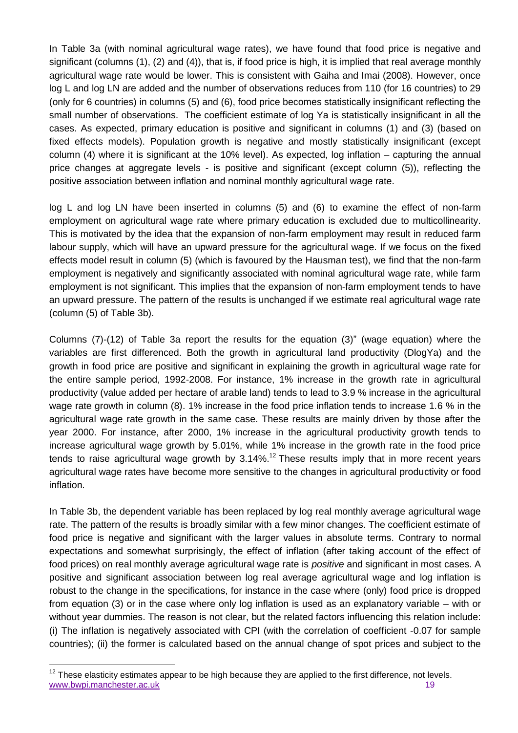In Table 3a (with nominal agricultural wage rates), we have found that food price is negative and significant (columns (1), (2) and (4)), that is, if food price is high, it is implied that real average monthly agricultural wage rate would be lower. This is consistent with Gaiha and Imai (2008). However, once log L and log LN are added and the number of observations reduces from 110 (for 16 countries) to 29 (only for 6 countries) in columns (5) and (6), food price becomes statistically insignificant reflecting the small number of observations. The coefficient estimate of log Ya is statistically insignificant in all the cases. As expected, primary education is positive and significant in columns (1) and (3) (based on fixed effects models). Population growth is negative and mostly statistically insignificant (except column (4) where it is significant at the 10% level). As expected, log inflation – capturing the annual price changes at aggregate levels - is positive and significant (except column (5)), reflecting the positive association between inflation and nominal monthly agricultural wage rate.

log L and log LN have been inserted in columns (5) and (6) to examine the effect of non-farm employment on agricultural wage rate where primary education is excluded due to multicollinearity. This is motivated by the idea that the expansion of non-farm employment may result in reduced farm labour supply, which will have an upward pressure for the agricultural wage. If we focus on the fixed effects model result in column (5) (which is favoured by the Hausman test), we find that the non-farm employment is negatively and significantly associated with nominal agricultural wage rate, while farm employment is not significant. This implies that the expansion of non-farm employment tends to have an upward pressure. The pattern of the results is unchanged if we estimate real agricultural wage rate (column (5) of Table 3b).

Columns (7)-(12) of Table 3a report the results for the equation (3)" (wage equation) where the variables are first differenced. Both the growth in agricultural land productivity (DlogYa) and the growth in food price are positive and significant in explaining the growth in agricultural wage rate for the entire sample period, 1992-2008. For instance, 1% increase in the growth rate in agricultural productivity (value added per hectare of arable land) tends to lead to 3.9 % increase in the agricultural wage rate growth in column (8). 1% increase in the food price inflation tends to increase 1.6 % in the agricultural wage rate growth in the same case. These results are mainly driven by those after the year 2000. For instance, after 2000, 1% increase in the agricultural productivity growth tends to increase agricultural wage growth by 5.01%, while 1% increase in the growth rate in the food price tends to raise agricultural wage growth by 3.14%.[12] These results imply that in more recent years agricultural wage rates have become more sensitive to the changes in agricultural productivity or food inflation.

In Table 3b, the dependent variable has been replaced by log real monthly average agricultural wage rate. The pattern of the results is broadly similar with a few minor changes. The coefficient estimate of food price is negative and significant with the larger values in absolute terms. Contrary to normal expectations and somewhat surprisingly, the effect of inflation (after taking account of the effect of food prices) on real monthly average agricultural wage rate is *positive* and significant in most cases. A positive and significant association between log real average agricultural wage and log inflation is robust to the change in the specifications, for instance in the case where (only) food price is dropped from equation (3) or in the case where only log inflation is used as an explanatory variable – with or without year dummies. The reason is not clear, but the related factors influencing this relation include: (i) The inflation is negatively associated with CPI (with the correlation of coefficient -0.07 for sample countries); (ii) the former is calculated based on the annual change of spot prices and subject to the

[12] These elasticity estimates appear to be high because they are applied to the first difference, not levels.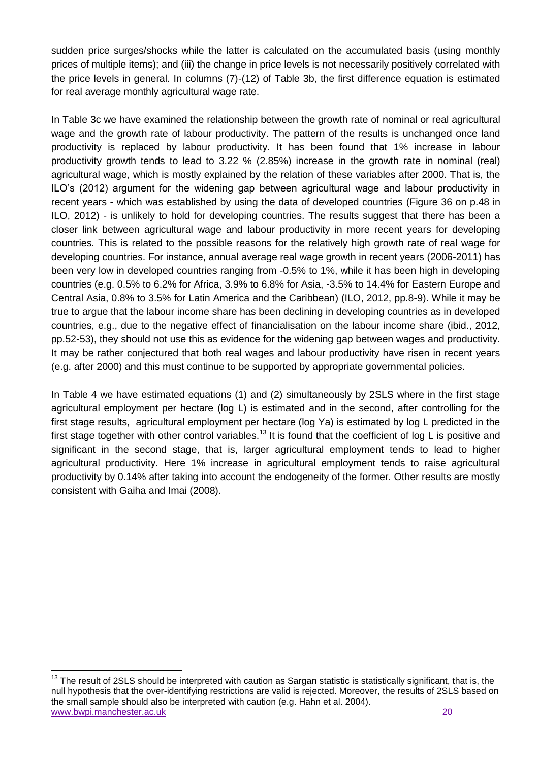sudden price surges/shocks while the latter is calculated on the accumulated basis (using monthly prices of multiple items); and (iii) the change in price levels is not necessarily positively correlated with the price levels in general. In columns (7)-(12) of Table 3b, the first difference equation is estimated for real average monthly agricultural wage rate.

In Table 3c we have examined the relationship between the growth rate of nominal or real agricultural wage and the growth rate of labour productivity. The pattern of the results is unchanged once land productivity is replaced by labour productivity. It has been found that 1% increase in labour productivity growth tends to lead to 3.22 % (2.85%) increase in the growth rate in nominal (real) agricultural wage, which is mostly explained by the relation of these variables after 2000. That is, the ILO's (2012) argument for the widening gap between agricultural wage and labour productivity in recent years - which was established by using the data of developed countries (Figure 36 on p.48 in ILO, 2012) - is unlikely to hold for developing countries. The results suggest that there has been a closer link between agricultural wage and labour productivity in more recent years for developing countries. This is related to the possible reasons for the relatively high growth rate of real wage for developing countries. For instance, annual average real wage growth in recent years (2006-2011) has been very low in developed countries ranging from -0.5% to 1%, while it has been high in developing countries (e.g. 0.5% to 6.2% for Africa, 3.9% to 6.8% for Asia, -3.5% to 14.4% for Eastern Europe and Central Asia, 0.8% to 3.5% for Latin America and the Caribbean) (ILO, 2012, pp.8-9). While it may be true to argue that the labour income share has been declining in developing countries as in developed countries, e.g., due to the negative effect of financialisation on the labour income share (ibid., 2012, pp.52-53), they should not use this as evidence for the widening gap between wages and productivity. It may be rather conjectured that both real wages and labour productivity have risen in recent years (e.g. after 2000) and this must continue to be supported by appropriate governmental policies.

In Table 4 we have estimated equations (1) and (2) simultaneously by 2SLS where in the first stage agricultural employment per hectare (log L) is estimated and in the second, after controlling for the first stage results, agricultural employment per hectare (log Ya) is estimated by log L predicted in the first stage together with other control variables.[13] It is found that the coefficient of log L is positive and significant in the second stage, that is, larger agricultural employment tends to lead to higher agricultural productivity. Here 1% increase in agricultural employment tends to raise agricultural productivity by 0.14% after taking into account the endogeneity of the former. Other results are mostly consistent with Gaiha and Imai (2008).

[13] The result of 2SLS should be interpreted with caution as Sargan statistic is statistically significant, that is, the null hypothesis that the over-identifying restrictions are valid is rejected. Moreover, the results of 2SLS based on the small sample should also be interpreted with caution (e.g. Hahn et al. 2004).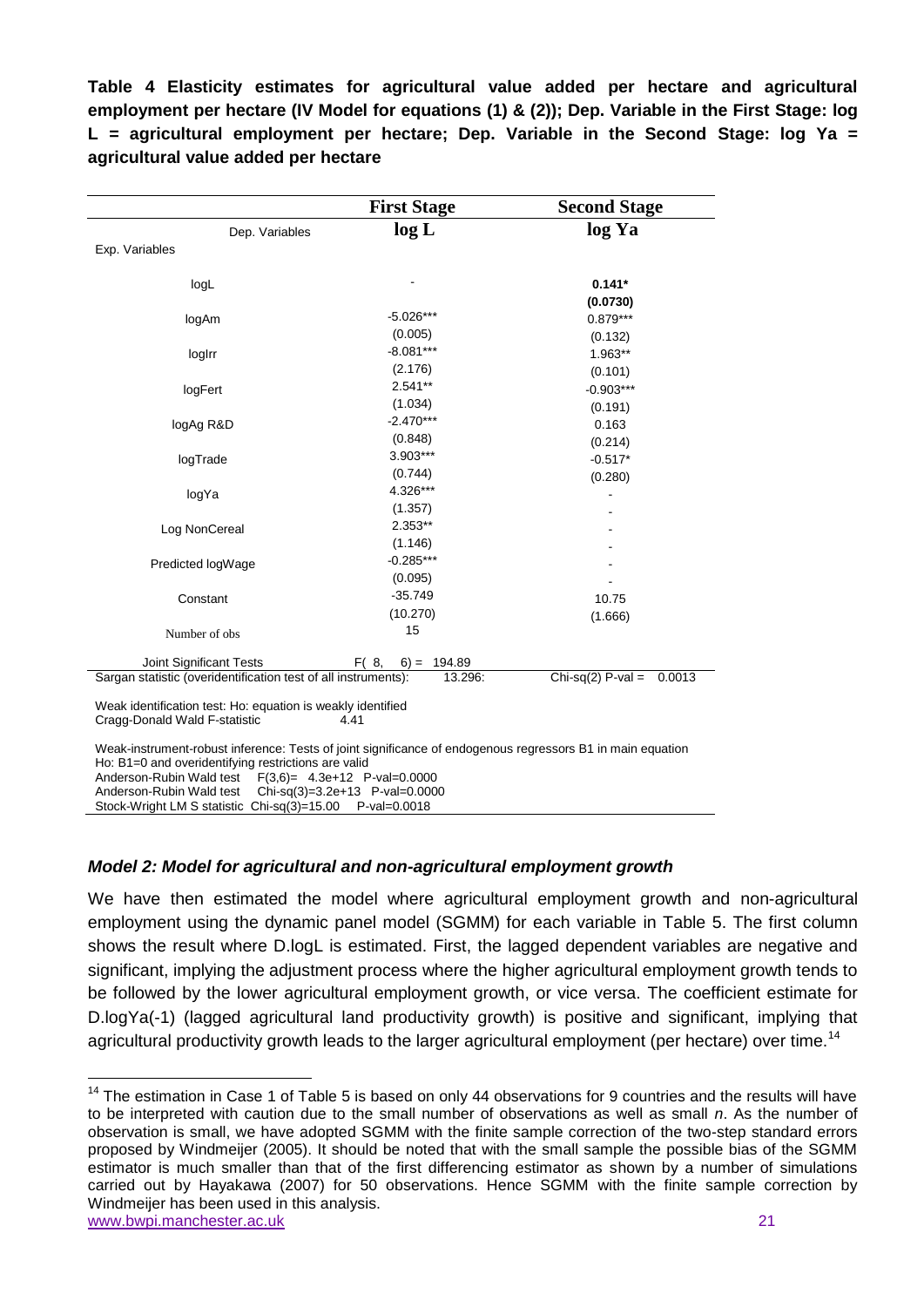**Table 4 Elasticity estimates for agricultural value added per hectare and agricultural employment per hectare (IV Model for equations (1) & (2)); Dep. Variable in the First Stage: log L = agricultural employment per hectare; Dep. Variable in the Second Stage: log Ya = agricultural value added per hectare**

| | **First Stage** | **Second Stage** |
|---|---|---|
| Dep. Variables | **log L** | **log Ya** |
| Exp. Variables | | |
| logL | - | **0.141*** |
| | | **(0.0730)** |
| logAm | -5.026*** | 0.879*** |
| | (0.005) | (0.132) |
| logIrr | -8.081*** | 1.963** |
| | (2.176) | (0.101) |
| logFert | 2.541** | -0.903*** |
| | (1.034) | (0.191) |
| logAg R&D | -2.470*** | 0.163 |
| | (0.848) | (0.214) |
| logTrade | 3.903*** | -0.517* |
| | (0.744) | (0.280) |
| logYa | 4.326*** | - |
| | (1.357) | - |
| Log NonCereal | 2.353** | - |
| | (1.146) | - |
| Predicted logWage | -0.285*** | - |
| | (0.095) | - |
| Constant | -35.749 | 10.75 |
| | (10.270) | (1.666) |
| Number of obs | 15 | |
| Joint Significant Tests | F( 8, 6) = 194.89 | |
| Sargan statistic (overidentification test of all instruments): | 13.296: | Chi-sq(2) P-val = 0.0013 |

Weak identification test: Ho: equation is weakly identified
Cragg-Donald Wald F-statistic 4.41

Weak-instrument-robust inference: Tests of joint significance of endogenous regressors B1 in main equation
Ho: B1=0 and overidentifying restrictions are valid
Anderson-Rubin Wald test F(3,6)= 4.3e+12 P-val=0.0000
Anderson-Rubin Wald test Chi-sq(3)=3.2e+13 P-val=0.0000
Stock-Wright LM S statistic Chi-sq(3)=15.00 P-val=0.0018

### *Model 2: Model for agricultural and non-agricultural employment growth*

We have then estimated the model where agricultural employment growth and non-agricultural employment using the dynamic panel model (SGMM) for each variable in Table 5. The first column shows the result where D.logL is estimated. First, the lagged dependent variables are negative and significant, implying the adjustment process where the higher agricultural employment growth tends to be followed by the lower agricultural employment growth, or vice versa. The coefficient estimate for D.logYa(-1) (lagged agricultural land productivity growth) is positive and significant, implying that agricultural productivity growth leads to the larger agricultural employment (per hectare) over time.[14]

[14] The estimation in Case 1 of Table 5 is based on only 44 observations for 9 countries and the results will have to be interpreted with caution due to the small number of observations as well as small *n*. As the number of observation is small, we have adopted SGMM with the finite sample correction of the two-step standard errors proposed by Windmeijer (2005). It should be noted that with the small sample the possible bias of the SGMM estimator is much smaller than that of the first differencing estimator as shown by a number of simulations carried out by Hayakawa (2007) for 50 observations. Hence SGMM with the finite sample correction by Windmeijer has been used in this analysis.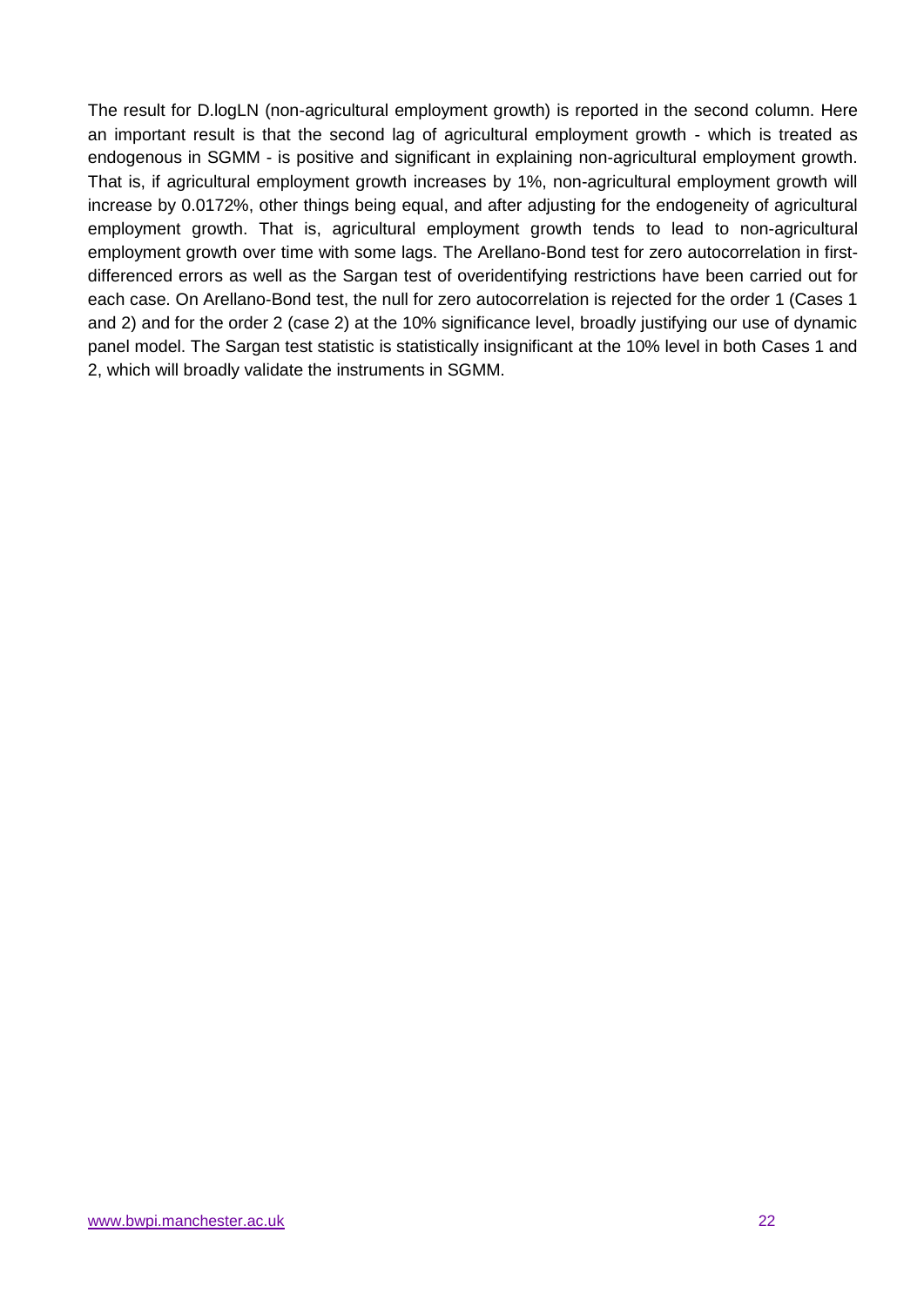The result for D.logLN (non-agricultural employment growth) is reported in the second column. Here an important result is that the second lag of agricultural employment growth - which is treated as endogenous in SGMM - is positive and significant in explaining non-agricultural employment growth. That is, if agricultural employment growth increases by 1%, non-agricultural employment growth will increase by 0.0172%, other things being equal, and after adjusting for the endogeneity of agricultural employment growth. That is, agricultural employment growth tends to lead to non-agricultural employment growth over time with some lags. The Arellano-Bond test for zero autocorrelation in first-differenced errors as well as the Sargan test of overidentifying restrictions have been carried out for each case. On Arellano-Bond test, the null for zero autocorrelation is rejected for the order 1 (Cases 1 and 2) and for the order 2 (case 2) at the 10% significance level, broadly justifying our use of dynamic panel model. The Sargan test statistic is statistically insignificant at the 10% level in both Cases 1 and 2, which will broadly validate the instruments in SGMM.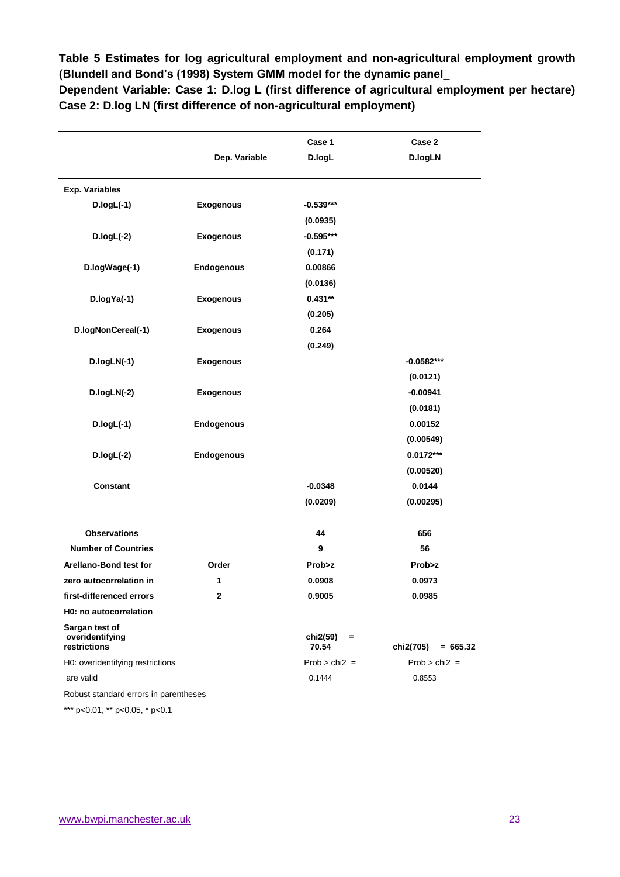**Table 5 Estimates for log agricultural employment and non-agricultural employment growth (Blundell and Bond's (1998) System GMM model for the dynamic panel_**

**Dependent Variable: Case 1: D.log L (first difference of agricultural employment per hectare) Case 2: D.log LN (first difference of non-agricultural employment)**

| | Dep. Variable | Case 1<br>D.logL | Case 2<br>D.logLN |
|---|---|---|---|
| **Exp. Variables** | | | |
| D.logL(-1) | Exogenous | -0.539*** | |
| | | (0.0935) | |
| D.logL(-2) | Exogenous | -0.595*** | |
| | | (0.171) | |
| D.logWage(-1) | Endogenous | 0.00866 | |
| | | (0.0136) | |
| D.logYa(-1) | Exogenous | 0.431** | |
| | | (0.205) | |
| D.logNonCereal(-1) | Exogenous | 0.264 | |
| | | (0.249) | |
| D.logLN(-1) | Exogenous | | -0.0582*** |
| | | | (0.0121) |
| D.logLN(-2) | Exogenous | | -0.00941 |
| | | | (0.0181) |
| D.logL(-1) | Endogenous | | 0.00152 |
| | | | (0.00549) |
| D.logL(-2) | Endogenous | | 0.0172*** |
| | | | (0.00520) |
| Constant | | -0.0348 | 0.0144 |
| | | (0.0209) | (0.00295) |
| Observations | | 44 | 656 |
| Number of Countries | | 9 | 56 |
| Arellano-Bond test for | Order | Prob>z | Prob>z |
| zero autocorrelation in | 1 | 0.0908 | 0.0973 |
| first-differenced errors | 2 | 0.9005 | 0.0985 |
| H0: no autocorrelation | | | |
| Sargan test of overidentifying restrictions | | chi2(59) = 70.54 | chi2(705) = 665.32 |
| H0: overidentifying restrictions are valid | | Prob > chi2 = 0.1444 | Prob > chi2 = 0.8553 |

Robust standard errors in parentheses

*** p<0.01, ** p<0.05, * p<0.1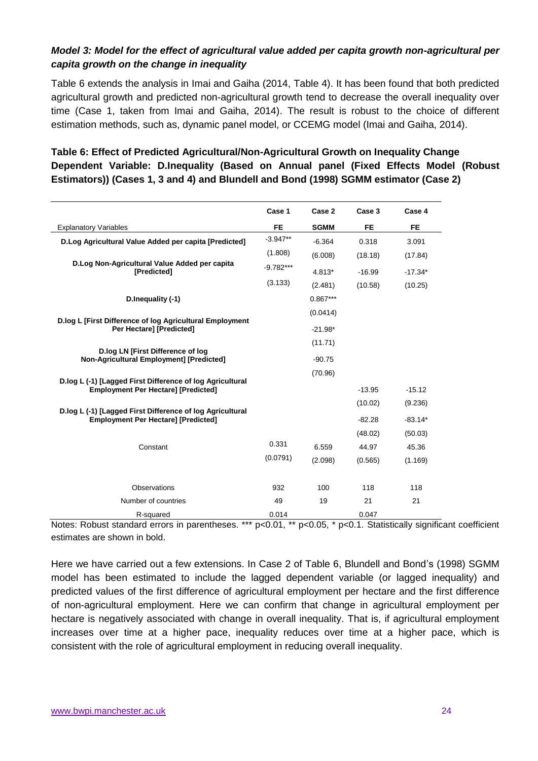### *Model 3: Model for the effect of agricultural value added per capita growth non-agricultural per capita growth on the change in inequality*

Table 6 extends the analysis in Imai and Gaiha (2014, Table 4). It has been found that both predicted agricultural growth and predicted non-agricultural growth tend to decrease the overall inequality over time (Case 1, taken from Imai and Gaiha, 2014). The result is robust to the choice of different estimation methods, such as, dynamic panel model, or CCEMG model (Imai and Gaiha, 2014).

**Table 6: Effect of Predicted Agricultural/Non-Agricultural Growth on Inequality Change Dependent Variable: D.Inequality (Based on Annual panel (Fixed Effects Model (Robust Estimators)) (Cases 1, 3 and 4) and Blundell and Bond (1998) SGMM estimator (Case 2)**

| | Case 1 | Case 2 | Case 3 | Case 4 |
|---|---|---|---|---|
| Explanatory Variables | FE | SGMM | FE | FE |
| **D.Log Agricultural Value Added per capita [Predicted]** | -3.947** | -6.364 | 0.318 | 3.091 |
| | (1.808) | (6.008) | (18.18) | (17.84) |
| **D.Log Non-Agricultural Value Added per capita [Predicted]** | -9.782*** | 4.813* | -16.99 | -17.34* |
| | (3.133) | (2.481) | (10.58) | (10.25) |
| **D.Inequality (-1)** | | 0.867*** | | |
| | | (0.0414) | | |
| **D.log L [First Difference of log Agricultural Employment Per Hectare] [Predicted]** | | -21.98* | | |
| | | (11.71) | | |
| **D.log LN [First Difference of log Non-Agricultural Employment] [Predicted]** | | -90.75 | | |
| | | (70.96) | | |
| **D.log L (-1) [Lagged First Difference of log Agricultural Employment Per Hectare] [Predicted]** | | | -13.95 | -15.12 |
| | | | (10.02) | (9.236) |
| **D.log L (-1) [Lagged First Difference of log Agricultural Employment Per Hectare] [Predicted]** | | | -82.28 | -83.14* |
| | | | (48.02) | (50.03) |
| Constant | 0.331 | 6.559 | 44.97 | 45.36 |
| | (0.0791) | (2.098) | (0.565) | (1.169) |
| Observations | 932 | 100 | 118 | 118 |
| Number of countries | 49 | 19 | 21 | 21 |
| R-squared | 0.014 | | 0.047 | |

Notes: Robust standard errors in parentheses. *** p<0.01, ** p<0.05, * p<0.1. Statistically significant coefficient estimates are shown in bold.

Here we have carried out a few extensions. In Case 2 of Table 6, Blundell and Bond's (1998) SGMM model has been estimated to include the lagged dependent variable (or lagged inequality) and predicted values of the first difference of agricultural employment per hectare and the first difference of non-agricultural employment. Here we can confirm that change in agricultural employment per hectare is negatively associated with change in overall inequality. That is, if agricultural employment increases over time at a higher pace, inequality reduces over time at a higher pace, which is consistent with the role of agricultural employment in reducing overall inequality.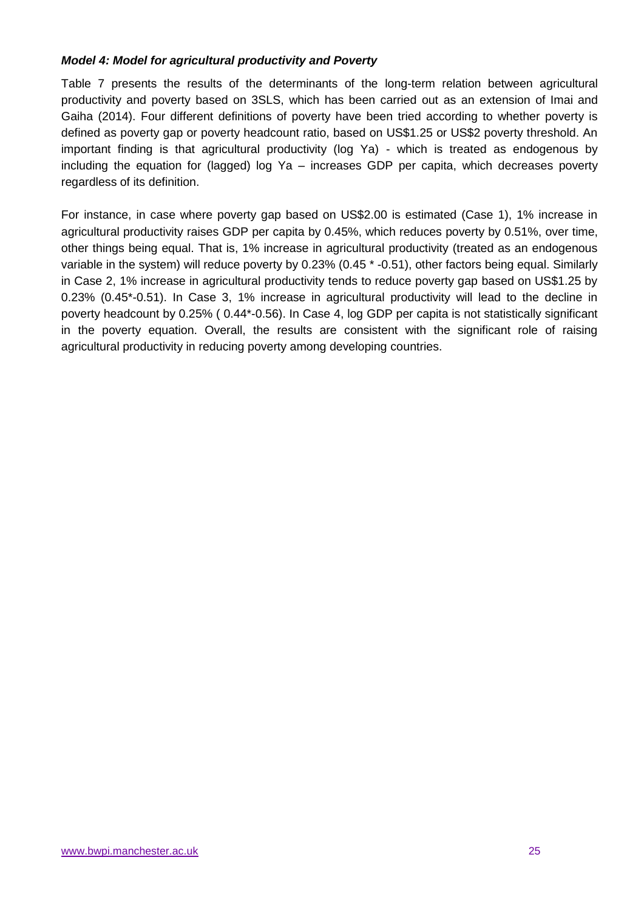***Model 4: Model for agricultural productivity and Poverty***

Table 7 presents the results of the determinants of the long-term relation between agricultural productivity and poverty based on 3SLS, which has been carried out as an extension of Imai and Gaiha (2014). Four different definitions of poverty have been tried according to whether poverty is defined as poverty gap or poverty headcount ratio, based on US$1.25 or US$2 poverty threshold. An important finding is that agricultural productivity (log Ya) - which is treated as endogenous by including the equation for (lagged) log Ya – increases GDP per capita, which decreases poverty regardless of its definition.

For instance, in case where poverty gap based on US$2.00 is estimated (Case 1), 1% increase in agricultural productivity raises GDP per capita by 0.45%, which reduces poverty by 0.51%, over time, other things being equal. That is, 1% increase in agricultural productivity (treated as an endogenous variable in the system) will reduce poverty by 0.23% (0.45 * -0.51), other factors being equal. Similarly in Case 2, 1% increase in agricultural productivity tends to reduce poverty gap based on US$1.25 by 0.23% (0.45*-0.51). In Case 3, 1% increase in agricultural productivity will lead to the decline in poverty headcount by 0.25% ( 0.44*-0.56). In Case 4, log GDP per capita is not statistically significant in the poverty equation. Overall, the results are consistent with the significant role of raising agricultural productivity in reducing poverty among developing countries.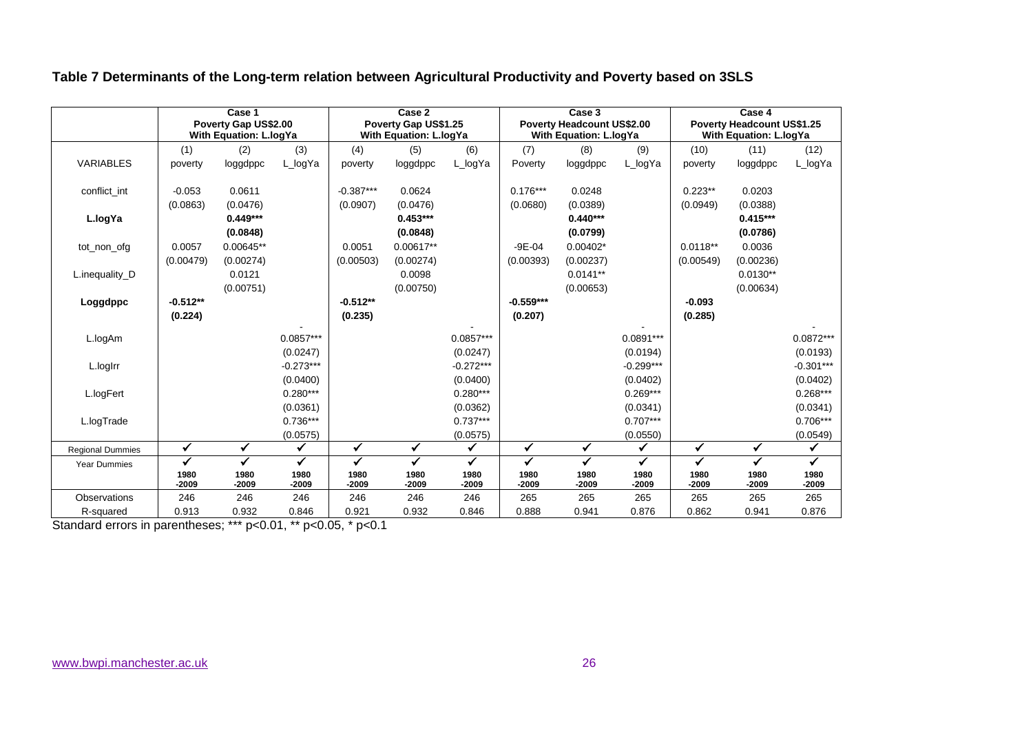**Table 7 Determinants of the Long-term relation between Agricultural Productivity and Poverty based on 3SLS**

| | Case 1 Poverty Gap US$2.00 With Equation: L.logYa | | | Case 2 Poverty Gap US$1.25 With Equation: L.logYa | | | Case 3 Poverty Headcount US$2.00 With Equation: L.logYa | | | Case 4 Poverty Headcount US$1.25 With Equation: L.logYa | | |
|---|---|---|---|---|---|---|---|---|---|---|---|---|
| | (1) | (2) | (3) | (4) | (5) | (6) | (7) | (8) | (9) | (10) | (11) | (12) |
| VARIABLES | poverty | loggdppc | L_logYa | poverty | loggdppc | L_logYa | Poverty | loggdppc | L_logYa | poverty | loggdppc | L_logYa |
| conflict_int | -0.053 | 0.0611 | | -0.387*** | 0.0624 | | 0.176*** | 0.0248 | | 0.223** | 0.0203 | |
| | (0.0863) | (0.0476) | | (0.0907) | (0.0476) | | (0.0680) | (0.0389) | | (0.0949) | (0.0388) | |
| **L.logYa** | | **0.449*** ** | | | **0.453*** ** | | | **0.440*** ** | | | **0.415*** ** | |
| | | **(0.0848)** | | | **(0.0848)** | | | **(0.0799)** | | | **(0.0786)** | |
| tot_non_ofg | 0.0057 | 0.00645** | | 0.0051 | 0.00617** | | -9E-04 | 0.00402* | | 0.0118** | 0.0036 | |
| | (0.00479) | (0.00274) | | (0.00503) | (0.00274) | | (0.00393) | (0.00237) | | (0.00549) | (0.00236) | |
| L.inequality_D | | 0.0121 | | | 0.0098 | | | 0.0141** | | | 0.0130** | |
| | | (0.00751) | | | (0.00750) | | | (0.00653) | | | (0.00634) | |
| **Loggdppc** | **-0.512*** * | | | **-0.512*** * | | | **-0.559*** ** | | | **-0.093** | | |
| | **(0.224)** | | | **(0.235)** | | | **(0.207)** | | | **(0.285)** | | |
| L.logAm | | | -0.0857*** | | | -0.0857*** | | | -0.0891*** | | | -0.0872*** |
| | | | (0.0247) | | | (0.0247) | | | (0.0194) | | | (0.0193) |
| L.logIrr | | | -0.273*** | | | -0.272*** | | | -0.299*** | | | -0.301*** |
| | | | (0.0400) | | | (0.0400) | | | (0.0402) | | | (0.0402) |
| L.logFert | | | 0.280*** | | | 0.280*** | | | 0.269*** | | | 0.268*** |
| | | | (0.0361) | | | (0.0362) | | | (0.0341) | | | (0.0341) |
| L.logTrade | | | 0.736*** | | | 0.737*** | | | 0.707*** | | | 0.706*** |
| | | | (0.0575) | | | (0.0575) | | | (0.0550) | | | (0.0549) |
| Regional Dummies | ✓ | ✓ | ✓ | ✓ | ✓ | ✓ | ✓ | ✓ | ✓ | ✓ | ✓ | ✓ |
| Year Dummies | ✓ 1980-2009 | ✓ 1980-2009 | ✓ 1980-2009 | ✓ 1980-2009 | ✓ 1980-2009 | ✓ 1980-2009 | ✓ 1980-2009 | ✓ 1980-2009 | ✓ 1980-2009 | ✓ 1980-2009 | ✓ 1980-2009 | ✓ 1980-2009 |
| Observations | 246 | 246 | 246 | 246 | 246 | 246 | 265 | 265 | 265 | 265 | 265 | 265 |
| R-squared | 0.913 | 0.932 | 0.846 | 0.921 | 0.932 | 0.846 | 0.888 | 0.941 | 0.876 | 0.862 | 0.941 | 0.876 |

Standard errors in parentheses; *** p<0.01, ** p<0.05, * p<0.1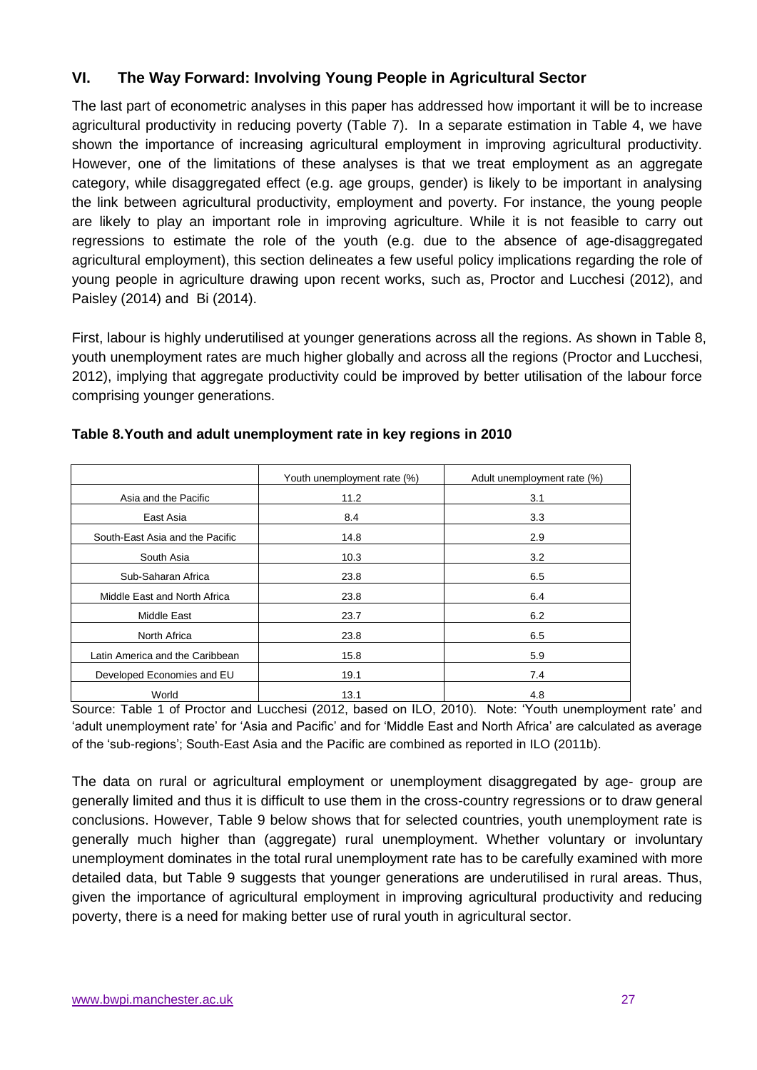## VI. The Way Forward: Involving Young People in Agricultural Sector

The last part of econometric analyses in this paper has addressed how important it will be to increase agricultural productivity in reducing poverty (Table 7). In a separate estimation in Table 4, we have shown the importance of increasing agricultural employment in improving agricultural productivity. However, one of the limitations of these analyses is that we treat employment as an aggregate category, while disaggregated effect (e.g. age groups, gender) is likely to be important in analysing the link between agricultural productivity, employment and poverty. For instance, the young people are likely to play an important role in improving agriculture. While it is not feasible to carry out regressions to estimate the role of the youth (e.g. due to the absence of age-disaggregated agricultural employment), this section delineates a few useful policy implications regarding the role of young people in agriculture drawing upon recent works, such as, Proctor and Lucchesi (2012), and Paisley (2014) and Bi (2014).

First, labour is highly underutilised at younger generations across all the regions. As shown in Table 8, youth unemployment rates are much higher globally and across all the regions (Proctor and Lucchesi, 2012), implying that aggregate productivity could be improved by better utilisation of the labour force comprising younger generations.

**Table 8.Youth and adult unemployment rate in key regions in 2010**

| | Youth unemployment rate (%) | Adult unemployment rate (%) |
|---|---|---|
| Asia and the Pacific | 11.2 | 3.1 |
| East Asia | 8.4 | 3.3 |
| South-East Asia and the Pacific | 14.8 | 2.9 |
| South Asia | 10.3 | 3.2 |
| Sub-Saharan Africa | 23.8 | 6.5 |
| Middle East and North Africa | 23.8 | 6.4 |
| Middle East | 23.7 | 6.2 |
| North Africa | 23.8 | 6.5 |
| Latin America and the Caribbean | 15.8 | 5.9 |
| Developed Economies and EU | 19.1 | 7.4 |
| World | 13.1 | 4.8 |

Source: Table 1 of Proctor and Lucchesi (2012, based on ILO, 2010). Note: 'Youth unemployment rate' and 'adult unemployment rate' for 'Asia and Pacific' and for 'Middle East and North Africa' are calculated as average of the 'sub-regions'; South-East Asia and the Pacific are combined as reported in ILO (2011b).

The data on rural or agricultural employment or unemployment disaggregated by age- group are generally limited and thus it is difficult to use them in the cross-country regressions or to draw general conclusions. However, Table 9 below shows that for selected countries, youth unemployment rate is generally much higher than (aggregate) rural unemployment. Whether voluntary or involuntary unemployment dominates in the total rural unemployment rate has to be carefully examined with more detailed data, but Table 9 suggests that younger generations are underutilised in rural areas. Thus, given the importance of agricultural employment in improving agricultural productivity and reducing poverty, there is a need for making better use of rural youth in agricultural sector.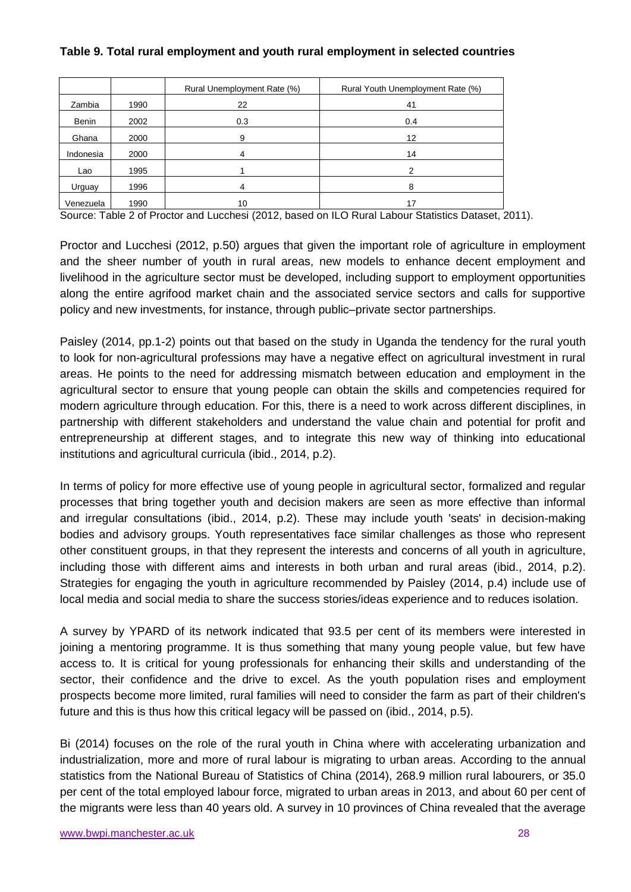**Table 9. Total rural employment and youth rural employment in selected countries**

| | | Rural Unemployment Rate (%) | Rural Youth Unemployment Rate (%) |
|---|---|---|---|
| Zambia | 1990 | 22 | 41 |
| Benin | 2002 | 0.3 | 0.4 |
| Ghana | 2000 | 9 | 12 |
| Indonesia | 2000 | 4 | 14 |
| Lao | 1995 | 1 | 2 |
| Urguay | 1996 | 4 | 8 |
| Venezuela | 1990 | 10 | 17 |

Source: Table 2 of Proctor and Lucchesi (2012, based on ILO Rural Labour Statistics Dataset, 2011).

Proctor and Lucchesi (2012, p.50) argues that given the important role of agriculture in employment and the sheer number of youth in rural areas, new models to enhance decent employment and livelihood in the agriculture sector must be developed, including support to employment opportunities along the entire agrifood market chain and the associated service sectors and calls for supportive policy and new investments, for instance, through public–private sector partnerships.

Paisley (2014, pp.1-2) points out that based on the study in Uganda the tendency for the rural youth to look for non-agricultural professions may have a negative effect on agricultural investment in rural areas. He points to the need for addressing mismatch between education and employment in the agricultural sector to ensure that young people can obtain the skills and competencies required for modern agriculture through education. For this, there is a need to work across different disciplines, in partnership with different stakeholders and understand the value chain and potential for profit and entrepreneurship at different stages, and to integrate this new way of thinking into educational institutions and agricultural curricula (ibid., 2014, p.2).

In terms of policy for more effective use of young people in agricultural sector, formalized and regular processes that bring together youth and decision makers are seen as more effective than informal and irregular consultations (ibid., 2014, p.2). These may include youth 'seats' in decision-making bodies and advisory groups. Youth representatives face similar challenges as those who represent other constituent groups, in that they represent the interests and concerns of all youth in agriculture, including those with different aims and interests in both urban and rural areas (ibid., 2014, p.2). Strategies for engaging the youth in agriculture recommended by Paisley (2014, p.4) include use of local media and social media to share the success stories/ideas experience and to reduces isolation.

A survey by YPARD of its network indicated that 93.5 per cent of its members were interested in joining a mentoring programme. It is thus something that many young people value, but few have access to. It is critical for young professionals for enhancing their skills and understanding of the sector, their confidence and the drive to excel. As the youth population rises and employment prospects become more limited, rural families will need to consider the farm as part of their children's future and this is thus how this critical legacy will be passed on (ibid., 2014, p.5).

Bi (2014) focuses on the role of the rural youth in China where with accelerating urbanization and industrialization, more and more of rural labour is migrating to urban areas. According to the annual statistics from the National Bureau of Statistics of China (2014), 268.9 million rural labourers, or 35.0 per cent of the total employed labour force, migrated to urban areas in 2013, and about 60 per cent of the migrants were less than 40 years old. A survey in 10 provinces of China revealed that the average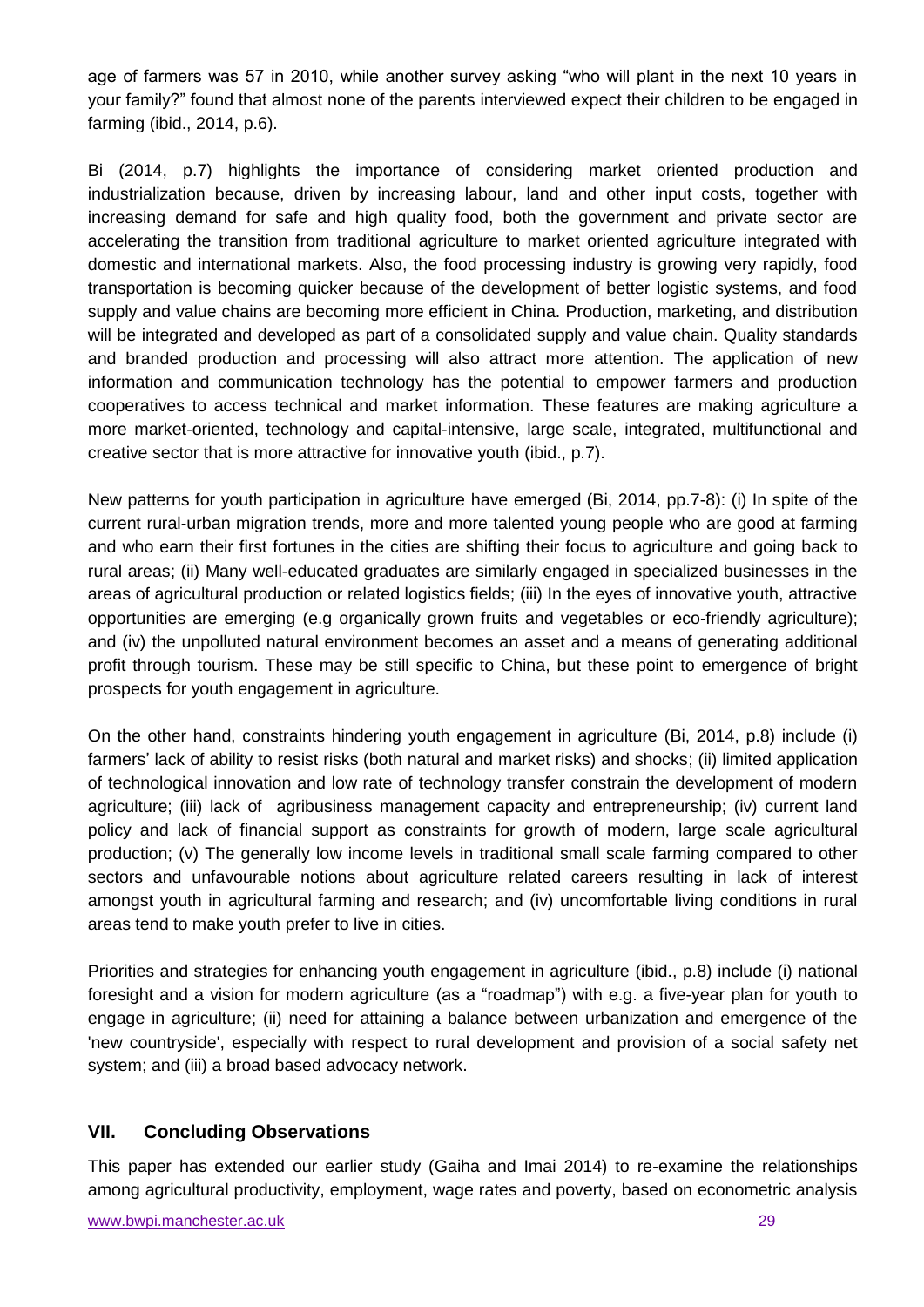age of farmers was 57 in 2010, while another survey asking "who will plant in the next 10 years in your family?" found that almost none of the parents interviewed expect their children to be engaged in farming (ibid., 2014, p.6).

Bi (2014, p.7) highlights the importance of considering market oriented production and industrialization because, driven by increasing labour, land and other input costs, together with increasing demand for safe and high quality food, both the government and private sector are accelerating the transition from traditional agriculture to market oriented agriculture integrated with domestic and international markets. Also, the food processing industry is growing very rapidly, food transportation is becoming quicker because of the development of better logistic systems, and food supply and value chains are becoming more efficient in China. Production, marketing, and distribution will be integrated and developed as part of a consolidated supply and value chain. Quality standards and branded production and processing will also attract more attention. The application of new information and communication technology has the potential to empower farmers and production cooperatives to access technical and market information. These features are making agriculture a more market-oriented, technology and capital-intensive, large scale, integrated, multifunctional and creative sector that is more attractive for innovative youth (ibid., p.7).

New patterns for youth participation in agriculture have emerged (Bi, 2014, pp.7-8): (i) In spite of the current rural-urban migration trends, more and more talented young people who are good at farming and who earn their first fortunes in the cities are shifting their focus to agriculture and going back to rural areas; (ii) Many well-educated graduates are similarly engaged in specialized businesses in the areas of agricultural production or related logistics fields; (iii) In the eyes of innovative youth, attractive opportunities are emerging (e.g organically grown fruits and vegetables or eco-friendly agriculture); and (iv) the unpolluted natural environment becomes an asset and a means of generating additional profit through tourism. These may be still specific to China, but these point to emergence of bright prospects for youth engagement in agriculture.

On the other hand, constraints hindering youth engagement in agriculture (Bi, 2014, p.8) include (i) farmers' lack of ability to resist risks (both natural and market risks) and shocks; (ii) limited application of technological innovation and low rate of technology transfer constrain the development of modern agriculture; (iii) lack of agribusiness management capacity and entrepreneurship; (iv) current land policy and lack of financial support as constraints for growth of modern, large scale agricultural production; (v) The generally low income levels in traditional small scale farming compared to other sectors and unfavourable notions about agriculture related careers resulting in lack of interest amongst youth in agricultural farming and research; and (iv) uncomfortable living conditions in rural areas tend to make youth prefer to live in cities.

Priorities and strategies for enhancing youth engagement in agriculture (ibid., p.8) include (i) national foresight and a vision for modern agriculture (as a "roadmap") with e.g. a five-year plan for youth to engage in agriculture; (ii) need for attaining a balance between urbanization and emergence of the 'new countryside', especially with respect to rural development and provision of a social safety net system; and (iii) a broad based advocacy network.

## VII. Concluding Observations

This paper has extended our earlier study (Gaiha and Imai 2014) to re-examine the relationships among agricultural productivity, employment, wage rates and poverty, based on econometric analysis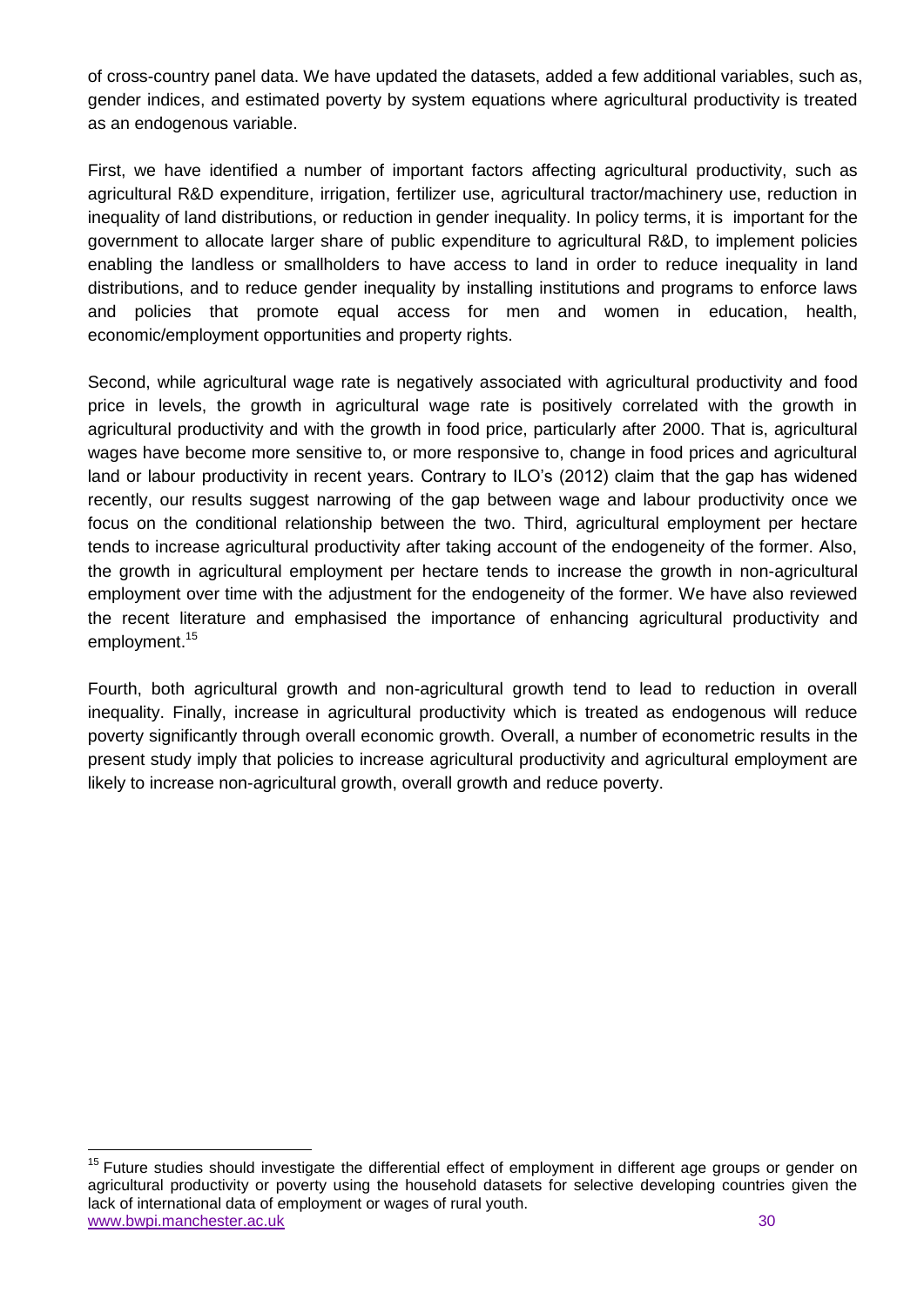of cross-country panel data. We have updated the datasets, added a few additional variables, such as, gender indices, and estimated poverty by system equations where agricultural productivity is treated as an endogenous variable.

First, we have identified a number of important factors affecting agricultural productivity, such as agricultural R&D expenditure, irrigation, fertilizer use, agricultural tractor/machinery use, reduction in inequality of land distributions, or reduction in gender inequality. In policy terms, it is important for the government to allocate larger share of public expenditure to agricultural R&D, to implement policies enabling the landless or smallholders to have access to land in order to reduce inequality in land distributions, and to reduce gender inequality by installing institutions and programs to enforce laws and policies that promote equal access for men and women in education, health, economic/employment opportunities and property rights.

Second, while agricultural wage rate is negatively associated with agricultural productivity and food price in levels, the growth in agricultural wage rate is positively correlated with the growth in agricultural productivity and with the growth in food price, particularly after 2000. That is, agricultural wages have become more sensitive to, or more responsive to, change in food prices and agricultural land or labour productivity in recent years. Contrary to ILO's (2012) claim that the gap has widened recently, our results suggest narrowing of the gap between wage and labour productivity once we focus on the conditional relationship between the two. Third, agricultural employment per hectare tends to increase agricultural productivity after taking account of the endogeneity of the former. Also, the growth in agricultural employment per hectare tends to increase the growth in non-agricultural employment over time with the adjustment for the endogeneity of the former. We have also reviewed the recent literature and emphasised the importance of enhancing agricultural productivity and employment.[15]

Fourth, both agricultural growth and non-agricultural growth tend to lead to reduction in overall inequality. Finally, increase in agricultural productivity which is treated as endogenous will reduce poverty significantly through overall economic growth. Overall, a number of econometric results in the present study imply that policies to increase agricultural productivity and agricultural employment are likely to increase non-agricultural growth, overall growth and reduce poverty.

[15] Future studies should investigate the differential effect of employment in different age groups or gender on agricultural productivity or poverty using the household datasets for selective developing countries given the lack of international data of employment or wages of rural youth.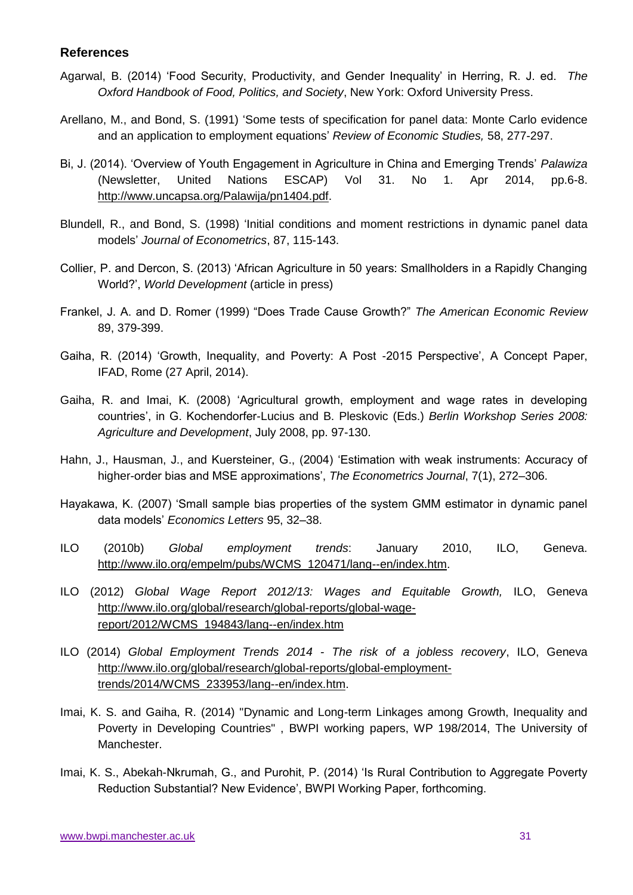## References

Agarwal, B. (2014) 'Food Security, Productivity, and Gender Inequality' in Herring, R. J. ed. *The Oxford Handbook of Food, Politics, and Society*, New York: Oxford University Press.

Arellano, M., and Bond, S. (1991) 'Some tests of specification for panel data: Monte Carlo evidence and an application to employment equations' *Review of Economic Studies,* 58, 277-297.

Bi, J. (2014). 'Overview of Youth Engagement in Agriculture in China and Emerging Trends' *Palawiza* (Newsletter, United Nations ESCAP) Vol 31. No 1. Apr 2014, pp.6-8. http://www.uncapsa.org/Palawija/pn1404.pdf.

Blundell, R., and Bond, S. (1998) 'Initial conditions and moment restrictions in dynamic panel data models' *Journal of Econometrics*, 87, 115-143.

Collier, P. and Dercon, S. (2013) 'African Agriculture in 50 years: Smallholders in a Rapidly Changing World?', *World Development* (article in press)

Frankel, J. A. and D. Romer (1999) "Does Trade Cause Growth?" *The American Economic Review* 89, 379-399.

Gaiha, R. (2014) 'Growth, Inequality, and Poverty: A Post -2015 Perspective', A Concept Paper, IFAD, Rome (27 April, 2014).

Gaiha, R. and Imai, K. (2008) 'Agricultural growth, employment and wage rates in developing countries', in G. Kochendorfer-Lucius and B. Pleskovic (Eds.) *Berlin Workshop Series 2008: Agriculture and Development*, July 2008, pp. 97-130.

Hahn, J., Hausman, J., and Kuersteiner, G., (2004) 'Estimation with weak instruments: Accuracy of higher-order bias and MSE approximations', *The Econometrics Journal*, 7(1), 272–306.

Hayakawa, K. (2007) 'Small sample bias properties of the system GMM estimator in dynamic panel data models' *Economics Letters* 95, 32–38.

ILO (2010b) *Global employment trends*: January 2010, ILO, Geneva. http://www.ilo.org/empelm/pubs/WCMS_120471/lang--en/index.htm.

ILO (2012) *Global Wage Report 2012/13: Wages and Equitable Growth,* ILO, Geneva http://www.ilo.org/global/research/global-reports/global-wage-report/2012/WCMS_194843/lang--en/index.htm

ILO (2014) *Global Employment Trends 2014 - The risk of a jobless recovery*, ILO, Geneva http://www.ilo.org/global/research/global-reports/global-employment-trends/2014/WCMS_233953/lang--en/index.htm.

Imai, K. S. and Gaiha, R. (2014) "Dynamic and Long-term Linkages among Growth, Inequality and Poverty in Developing Countries" , BWPI working papers, WP 198/2014, The University of Manchester.

Imai, K. S., Abekah-Nkrumah, G., and Purohit, P. (2014) 'Is Rural Contribution to Aggregate Poverty Reduction Substantial? New Evidence', BWPI Working Paper, forthcoming.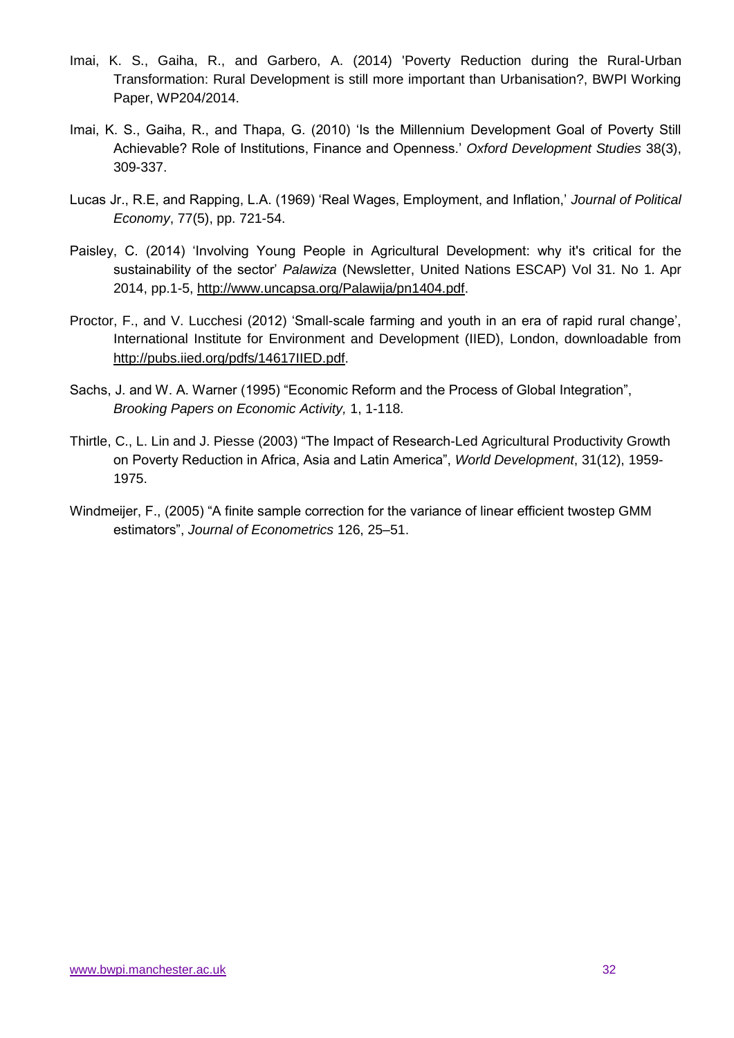Imai, K. S., Gaiha, R., and Garbero, A. (2014) 'Poverty Reduction during the Rural-Urban Transformation: Rural Development is still more important than Urbanisation?, BWPI Working Paper, WP204/2014.

Imai, K. S., Gaiha, R., and Thapa, G. (2010) 'Is the Millennium Development Goal of Poverty Still Achievable? Role of Institutions, Finance and Openness.' *Oxford Development Studies* 38(3), 309-337.

Lucas Jr., R.E, and Rapping, L.A. (1969) 'Real Wages, Employment, and Inflation,' *Journal of Political Economy*, 77(5), pp. 721-54.

Paisley, C. (2014) 'Involving Young People in Agricultural Development: why it's critical for the sustainability of the sector' *Palawiza* (Newsletter, United Nations ESCAP) Vol 31. No 1. Apr 2014, pp.1-5, http://www.uncapsa.org/Palawija/pn1404.pdf.

Proctor, F., and V. Lucchesi (2012) 'Small-scale farming and youth in an era of rapid rural change', International Institute for Environment and Development (IIED), London, downloadable from http://pubs.iied.org/pdfs/14617IIED.pdf.

Sachs, J. and W. A. Warner (1995) "Economic Reform and the Process of Global Integration", *Brooking Papers on Economic Activity,* 1, 1-118.

Thirtle, C., L. Lin and J. Piesse (2003) "The Impact of Research-Led Agricultural Productivity Growth on Poverty Reduction in Africa, Asia and Latin America", *World Development*, 31(12), 1959-1975.

Windmeijer, F., (2005) "A finite sample correction for the variance of linear efficient twostep GMM estimators", *Journal of Econometrics* 126, 25–51.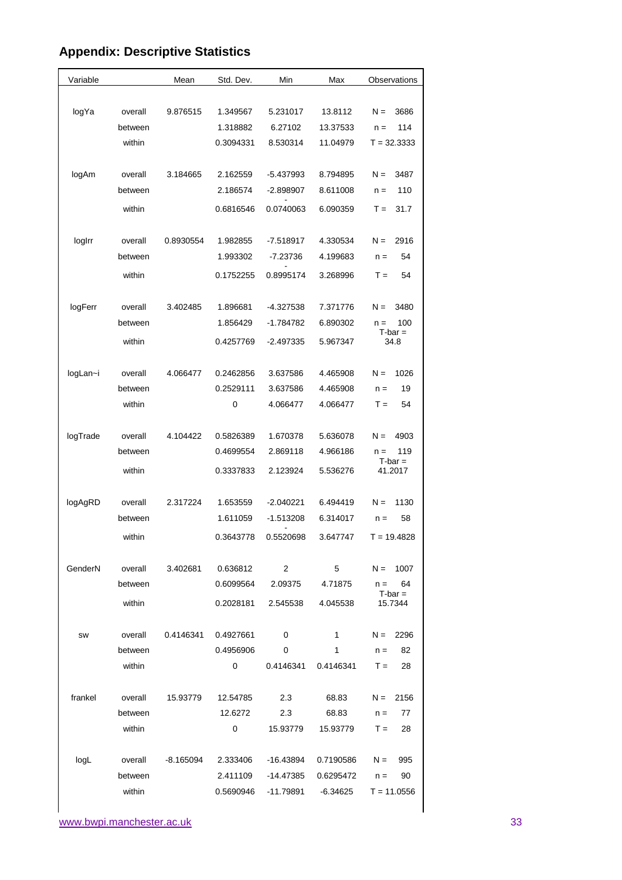## Appendix: Descriptive Statistics

| Variable | | Mean | Std. Dev. | Min | Max | Observations |
|---|---|---|---|---|---|---|
| logYa | overall | 9.876515 | 1.349567 | 5.231017 | 13.8112 | N = 3686 |
| | between | | 1.318882 | 6.27102 | 13.37533 | n = 114 |
| | within | | 0.3094331 | 8.530314 | 11.04979 | T = 32.3333 |
| logAm | overall | 3.184665 | 2.162559 | -5.437993 | 8.794895 | N = 3487 |
| | between | | 2.186574 | -2.898907 | 8.611008 | n = 110 |
| | within | | 0.6816546 | -0.0740063 | 6.090359 | T = 31.7 |
| logIrr | overall | 0.8930554 | 1.982855 | -7.518917 | 4.330534 | N = 2916 |
| | between | | 1.993302 | -7.23736 | 4.199683 | n = 54 |
| | within | | 0.1752255 | -0.8995174 | 3.268996 | T = 54 |
| logFerr | overall | 3.402485 | 1.896681 | -4.327538 | 7.371776 | N = 3480 |
| | between | | 1.856429 | -1.784782 | 6.890302 | n = 100 |
| | within | | 0.4257769 | -2.497335 | 5.967347 | T-bar = 34.8 |
| logLan~i | overall | 4.066477 | 0.2462856 | 3.637586 | 4.465908 | N = 1026 |
| | between | | 0.2529111 | 3.637586 | 4.465908 | n = 19 |
| | within | | 0 | 4.066477 | 4.066477 | T = 54 |
| logTrade | overall | 4.104422 | 0.5826389 | 1.670378 | 5.636078 | N = 4903 |
| | between | | 0.4699554 | 2.869118 | 4.966186 | n = 119 |
| | within | | 0.3337833 | 2.123924 | 5.536276 | T-bar = 41.2017 |
| logAgRD | overall | 2.317224 | 1.653559 | -2.040221 | 6.494419 | N = 1130 |
| | between | | 1.611059 | -1.513208 | 6.314017 | n = 58 |
| | within | | 0.3643778 | -0.5520698 | 3.647747 | T = 19.4828 |
| GenderN | overall | 3.402681 | 0.636812 | 2 | 5 | N = 1007 |
| | between | | 0.6099564 | 2.09375 | 4.71875 | n = 64 |
| | within | | 0.2028181 | 2.545538 | 4.045538 | T-bar = 15.7344 |
| sw | overall | 0.4146341 | 0.4927661 | 0 | 1 | N = 2296 |
| | between | | 0.4956906 | 0 | 1 | n = 82 |
| | within | | 0 | 0.4146341 | 0.4146341 | T = 28 |
| frankel | overall | 15.93779 | 12.54785 | 2.3 | 68.83 | N = 2156 |
| | between | | 12.6272 | 2.3 | 68.83 | n = 77 |
| | within | | 0 | 15.93779 | 15.93779 | T = 28 |
| logL | overall | -8.165094 | 2.333406 | -16.43894 | 0.7190586 | N = 995 |
| | between | | 2.411109 | -14.47385 | 0.6295472 | n = 90 |
| | within | | 0.5690946 | -11.79891 | -6.34625 | T = 11.0556 |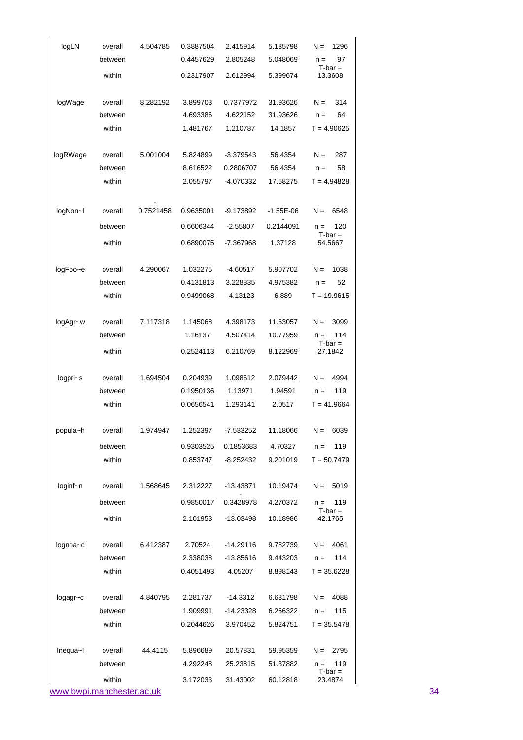| | | | | | | |
|---|---|---|---|---|---|---|
| logLN | overall | 4.504785 | 0.3887504 | 2.415914 | 5.135798 | N = 1296 |
| | between | | 0.4457629 | 2.805248 | 5.048069 | n = 97 |
| | within | | 0.2317907 | 2.612994 | 5.399674 | T-bar = 13.3608 |
| logWage | overall | 8.282192 | 3.899703 | 0.7377972 | 31.93626 | N = 314 |
| | between | | 4.693386 | 4.622152 | 31.93626 | n = 64 |
| | within | | 1.481767 | 1.210787 | 14.1857 | T = 4.90625 |
| logRWage | overall | 5.001004 | 5.824899 | -3.379543 | 56.4354 | N = 287 |
| | between | | 8.616522 | 0.2806707 | 56.4354 | n = 58 |
| | within | | 2.055797 | -4.070332 | 17.58275 | T = 4.94828 |
| logNon~l | overall | -0.7521458 | 0.9635001 | -9.173892 | -1.55E-06 | N = 6548 |
| | between | | 0.6606344 | -2.55807 | -0.2144091 | n = 120 |
| | within | | 0.6890075 | -7.367968 | 1.37128 | T-bar = 54.5667 |
| logFoo~e | overall | 4.290067 | 1.032275 | -4.60517 | 5.907702 | N = 1038 |
| | between | | 0.4131813 | 3.228835 | 4.975382 | n = 52 |
| | within | | 0.9499068 | -4.13123 | 6.889 | T = 19.9615 |
| logAgr~w | overall | 7.117318 | 1.145068 | 4.398173 | 11.63057 | N = 3099 |
| | between | | 1.16137 | 4.507414 | 10.77959 | n = 114 |
| | within | | 0.2524113 | 6.210769 | 8.122969 | T-bar = 27.1842 |
| logpri~s | overall | 1.694504 | 0.204939 | 1.098612 | 2.079442 | N = 4994 |
| | between | | 0.1950136 | 1.13971 | 1.94591 | n = 119 |
| | within | | 0.0656541 | 1.293141 | 2.0517 | T = 41.9664 |
| popula~h | overall | 1.974947 | 1.252397 | -7.533252 | 11.18066 | N = 6039 |
| | between | | 0.9303525 | -0.1853683 | 4.70327 | n = 119 |
| | within | | 0.853747 | -8.252432 | 9.201019 | T = 50.7479 |
| loginf~n | overall | 1.568645 | 2.312227 | -13.43871 | 10.19474 | N = 5019 |
| | between | | 0.9850017 | -0.3428978 | 4.270372 | n = 119 |
| | within | | 2.101953 | -13.03498 | 10.18986 | T-bar = 42.1765 |
| lognoa~c | overall | 6.412387 | 2.70524 | -14.29116 | 9.782739 | N = 4061 |
| | between | | 2.338038 | -13.85616 | 9.443203 | n = 114 |
| | within | | 0.4051493 | 4.05207 | 8.898143 | T = 35.6228 |
| logagr~c | overall | 4.840795 | 2.281737 | -14.3312 | 6.631798 | N = 4088 |
| | between | | 1.909991 | -14.23328 | 6.256322 | n = 115 |
| | within | | 0.2044626 | 3.970452 | 5.824751 | T = 35.5478 |
| Inequa~l | overall | 44.4115 | 5.896689 | 20.57831 | 59.95359 | N = 2795 |
| | between | | 4.292248 | 25.23815 | 51.37882 | n = 119 |
| | within | | 3.172033 | 31.43002 | 60.12818 | T-bar = 23.4874 |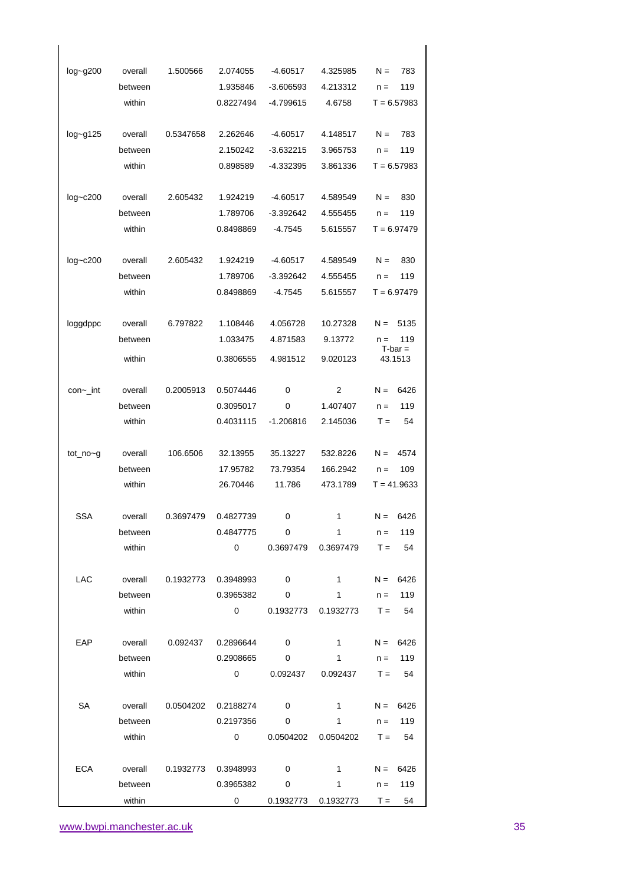| | | | | | | |
|---|---|---|---|---|---|---|
| log~g200 | overall | 1.500566 | 2.074055 | -4.60517 | 4.325985 | N = 783 |
| | between | | 1.935846 | -3.606593 | 4.213312 | n = 119 |
| | within | | 0.8227494 | -4.799615 | 4.6758 | T = 6.57983 |
| log~g125 | overall | 0.5347658 | 2.262646 | -4.60517 | 4.148517 | N = 783 |
| | between | | 2.150242 | -3.632215 | 3.965753 | n = 119 |
| | within | | 0.898589 | -4.332395 | 3.861336 | T = 6.57983 |
| log~c200 | overall | 2.605432 | 1.924219 | -4.60517 | 4.589549 | N = 830 |
| | between | | 1.789706 | -3.392642 | 4.555455 | n = 119 |
| | within | | 0.8498869 | -4.7545 | 5.615557 | T = 6.97479 |
| log~c200 | overall | 2.605432 | 1.924219 | -4.60517 | 4.589549 | N = 830 |
| | between | | 1.789706 | -3.392642 | 4.555455 | n = 119 |
| | within | | 0.8498869 | -4.7545 | 5.615557 | T = 6.97479 |
| loggdppc | overall | 6.797822 | 1.108446 | 4.056728 | 10.27328 | N = 5135 |
| | between | | 1.033475 | 4.871583 | 9.13772 | n = 119 |
| | within | | 0.3806555 | 4.981512 | 9.020123 | T-bar = 43.1513 |
| con~_int | overall | 0.2005913 | 0.5074446 | 0 | 2 | N = 6426 |
| | between | | 0.3095017 | 0 | 1.407407 | n = 119 |
| | within | | 0.4031115 | -1.206816 | 2.145036 | T = 54 |
| tot_no~g | overall | 106.6506 | 32.13955 | 35.13227 | 532.8226 | N = 4574 |
| | between | | 17.95782 | 73.79354 | 166.2942 | n = 109 |
| | within | | 26.70446 | 11.786 | 473.1789 | T = 41.9633 |
| SSA | overall | 0.3697479 | 0.4827739 | 0 | 1 | N = 6426 |
| | between | | 0.4847775 | 0 | 1 | n = 119 |
| | within | | 0 | 0.3697479 | 0.3697479 | T = 54 |
| LAC | overall | 0.1932773 | 0.3948993 | 0 | 1 | N = 6426 |
| | between | | 0.3965382 | 0 | 1 | n = 119 |
| | within | | 0 | 0.1932773 | 0.1932773 | T = 54 |
| EAP | overall | 0.092437 | 0.2896644 | 0 | 1 | N = 6426 |
| | between | | 0.2908665 | 0 | 1 | n = 119 |
| | within | | 0 | 0.092437 | 0.092437 | T = 54 |
| SA | overall | 0.0504202 | 0.2188274 | 0 | 1 | N = 6426 |
| | between | | 0.2197356 | 0 | 1 | n = 119 |
| | within | | 0 | 0.0504202 | 0.0504202 | T = 54 |
| ECA | overall | 0.1932773 | 0.3948993 | 0 | 1 | N = 6426 |
| | between | | 0.3965382 | 0 | 1 | n = 119 |
| | within | | 0 | 0.1932773 | 0.1932773 | T = 54 |

www.bwpi.manchester.ac.uk